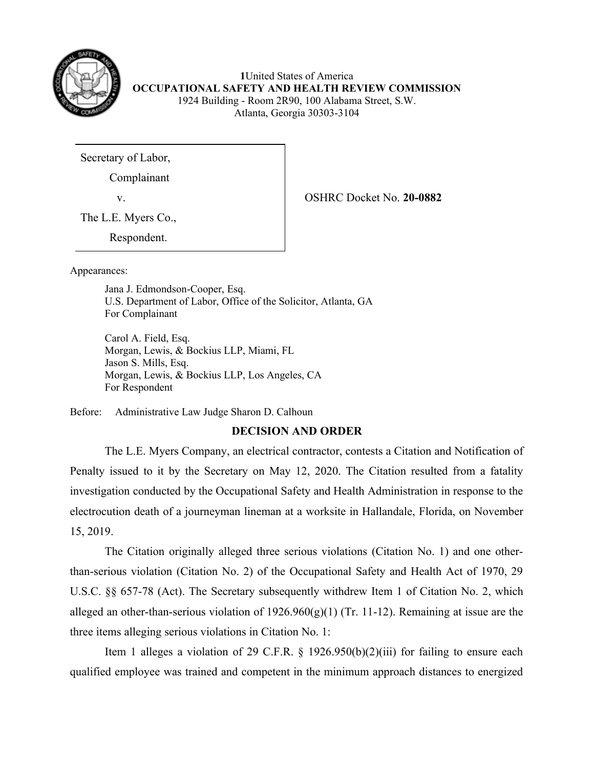1United States of America
**OCCUPATIONAL SAFETY AND HEALTH REVIEW COMMISSION**
1924 Building - Room 2R90, 100 Alabama Street, S.W.
Atlanta, Georgia 30303-3104

| | |
|---|---|
| Secretary of Law,<br>Complainant<br>v.<br>The L.E. Myers Co.,<br>Respondent. | OSHRC Docket No. **20-0882** |

Appearances:

Jana J. Edmondson-Cooper, Esq.
U.S. Department of Labor, Office of the Solicitor, Atlanta, GA
For Complainant

Carol A. Field, Esq.
Morgan, Lewis, & Bockius LLP, Miami, FL
Jason S. Mills, Esq.
Morgan, Lewis, & Bockius LLP, Los Angeles, CA
For Respondent

Before: Administrative Law Judge Sharon D. Calhoun

## DECISION AND ORDER

The L.E. Myers Company, an electrical contractor, contests a Citation and Notification of Penalty issued to it by the Secretary on May 12, 2020. The Citation resulted from a fatality investigation conducted by the Occupational Safety and Health Administration in response to the electrocution death of a journeyman lineman at a worksite in Hallandale, Florida, on November 15, 2019.

The Citation originally alleged three serious violations (Citation No. 1) and one other-than-serious violation (Citation No. 2) of the Occupational Safety and Health Act of 1970, 29 U.S.C. §§ 657-78 (Act). The Secretary subsequently withdrew Item 1 of Citation No. 2, which alleged an other-than-serious violation of 1926.960(g)(1) (Tr. 11-12). Remaining at issue are the three items alleging serious violations in Citation No. 1:

Item 1 alleges a violation of 29 C.F.R. § 1926.950(b)(2)(iii) for failing to ensure each qualified employee was trained and competent in the minimum approach distances to energized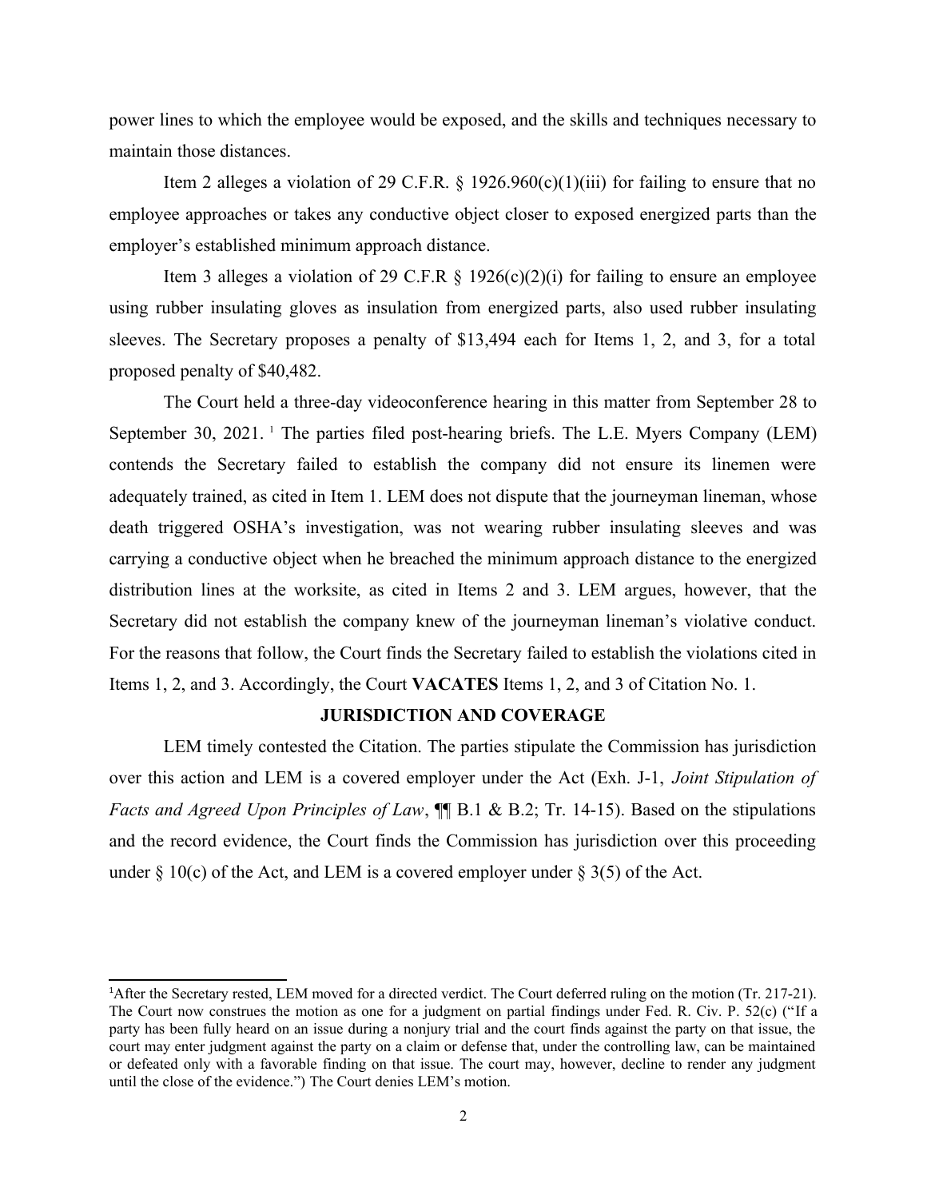power lines to which the employee would be exposed, and the skills and techniques necessary to maintain those distances.

Item 2 alleges a violation of 29 C.F.R. § 1926.960(c)(1)(iii) for failing to ensure that no employee approaches or takes any conductive object closer to exposed energized parts than the employer's established minimum approach distance.

Item 3 alleges a violation of 29 C.F.R § 1926(c)(2)(i) for failing to ensure an employee using rubber insulating gloves as insulation from energized parts, also used rubber insulating sleeves. The Secretary proposes a penalty of $13,494 each for Items 1, 2, and 3, for a total proposed penalty of $40,482.

The Court held a three-day videoconference hearing in this matter from September 28 to September 30, 2021. [1] The parties filed post-hearing briefs. The L.E. Myers Company (LEM) contends the Secretary failed to establish the company did not ensure its linemen were adequately trained, as cited in Item 1. LEM does not dispute that the journeyman lineman, whose death triggered OSHA's investigation, was not wearing rubber insulating sleeves and was carrying a conductive object when he breached the minimum approach distance to the energized distribution lines at the worksite, as cited in Items 2 and 3. LEM argues, however, that the Secretary did not establish the company knew of the journeyman lineman's violative conduct. For the reasons that follow, the Court finds the Secretary failed to establish the violations cited in Items 1, 2, and 3. Accordingly, the Court **VACATES** Items 1, 2, and 3 of Citation No. 1.

## JURISDICTION AND COVERAGE

LEM timely contested the Citation. The parties stipulate the Commission has jurisdiction over this action and LEM is a covered employer under the Act (Exh. J-1, *Joint Stipulation of Facts and Agreed Upon Principles of Law*, ¶¶ B.1 & B.2; Tr. 14-15). Based on the stipulations and the record evidence, the Court finds the Commission has jurisdiction over this proceeding under § 10(c) of the Act, and LEM is a covered employer under § 3(5) of the Act.

---

[1]After the Secretary rested, LEM moved for a directed verdict. The Court deferred ruling on the motion (Tr. 217-21). The Court now construes the motion as one for a judgment on partial findings under Fed. R. Civ. P. 52(c) ("If a party has been fully heard on an issue during a nonjury trial and the court finds against the party on that issue, the court may enter judgment against the party on a claim or defense that, under the controlling law, can be maintained or defeated only with a favorable finding on that issue. The court may, however, decline to render any judgment until the close of the evidence.") The Court denies LEM's motion.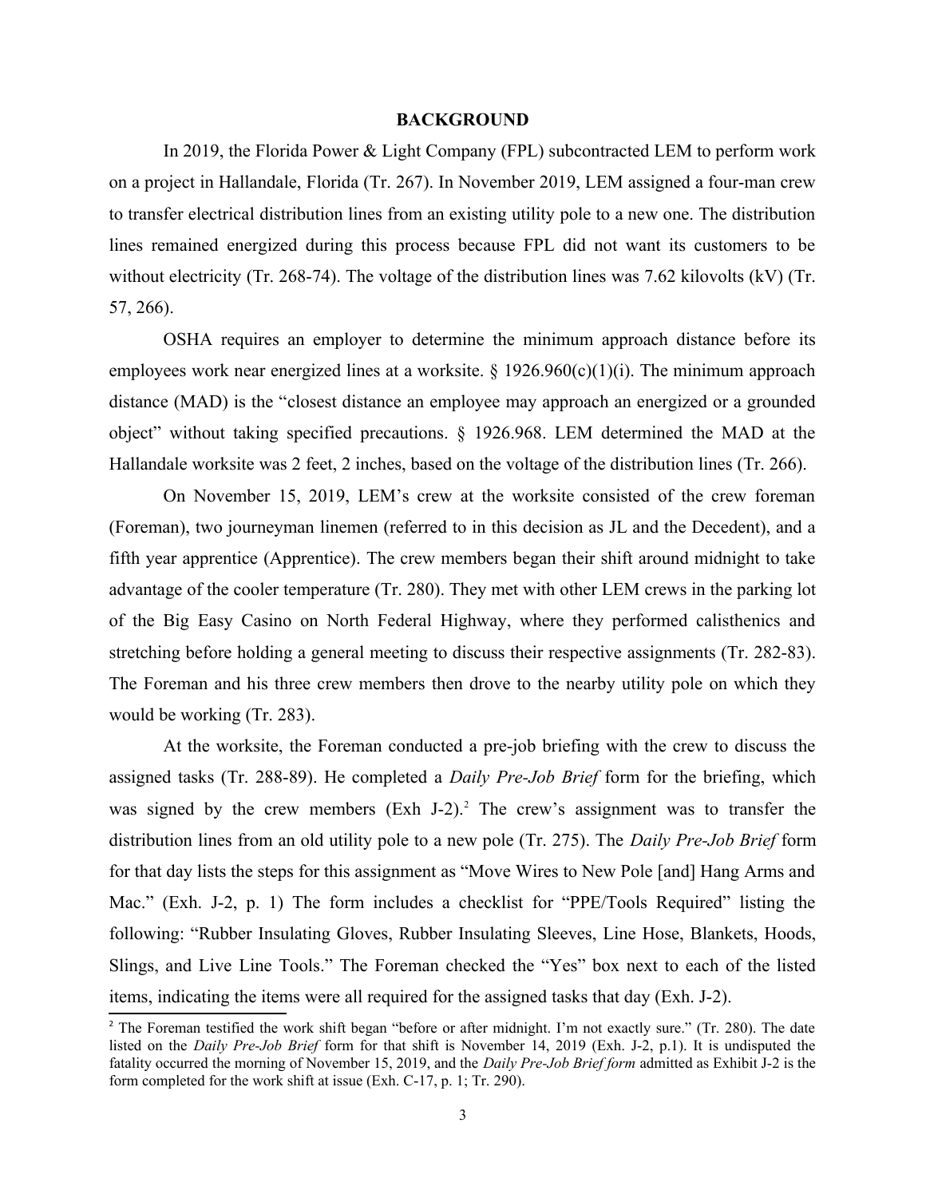## BACKGROUND

In 2019, the Florida Power & Light Company (FPL) subcontracted LEM to perform work on a project in Hallandale, Florida (Tr. 267). In November 2019, LEM assigned a four-man crew to transfer electrical distribution lines from an existing utility pole to a new one. The distribution lines remained energized during this process because FPL did not want its customers to be without electricity (Tr. 268-74). The voltage of the distribution lines was 7.62 kilovolts (kV) (Tr. 57, 266).

OSHA requires an employer to determine the minimum approach distance before its employees work near energized lines at a worksite. § 1926.960(c)(1)(i). The minimum approach distance (MAD) is the "closest distance an employee may approach an energized or a grounded object" without taking specified precautions. § 1926.968. LEM determined the MAD at the Hallandale worksite was 2 feet, 2 inches, based on the voltage of the distribution lines (Tr. 266).

On November 15, 2019, LEM's crew at the worksite consisted of the crew foreman (Foreman), two journeyman linemen (referred to in this decision as JL and the Decedent), and a fifth year apprentice (Apprentice). The crew members began their shift around midnight to take advantage of the cooler temperature (Tr. 280). They met with other LEM crews in the parking lot of the Big Easy Casino on North Federal Highway, where they performed calisthenics and stretching before holding a general meeting to discuss their respective assignments (Tr. 282-83). The Foreman and his three crew members then drove to the nearby utility pole on which they would be working (Tr. 283).

At the worksite, the Foreman conducted a pre-job briefing with the crew to discuss the assigned tasks (Tr. 288-89). He completed a *Daily Pre-Job Brief* form for the briefing, which was signed by the crew members (Exh J-2).[2] The crew's assignment was to transfer the distribution lines from an old utility pole to a new pole (Tr. 275). The *Daily Pre-Job Brief* form for that day lists the steps for this assignment as "Move Wires to New Pole [and] Hang Arms and Mac." (Exh. J-2, p. 1) The form includes a checklist for "PPE/Tools Required" listing the following: "Rubber Insulating Gloves, Rubber Insulating Sleeves, Line Hose, Blankets, Hoods, Slings, and Live Line Tools." The Foreman checked the "Yes" box next to each of the listed items, indicating the items were all required for the assigned tasks that day (Exh. J-2).

[2] The Foreman testified the work shift began "before or after midnight. I'm not exactly sure." (Tr. 280). The date listed on the *Daily Pre-Job Brief* form for that shift is November 14, 2019 (Exh. J-2, p.1). It is undisputed the fatality occurred the morning of November 15, 2019, and the *Daily Pre-Job Brief form* admitted as Exhibit J-2 is the form completed for the work shift at issue (Exh. C-17, p. 1; Tr. 290).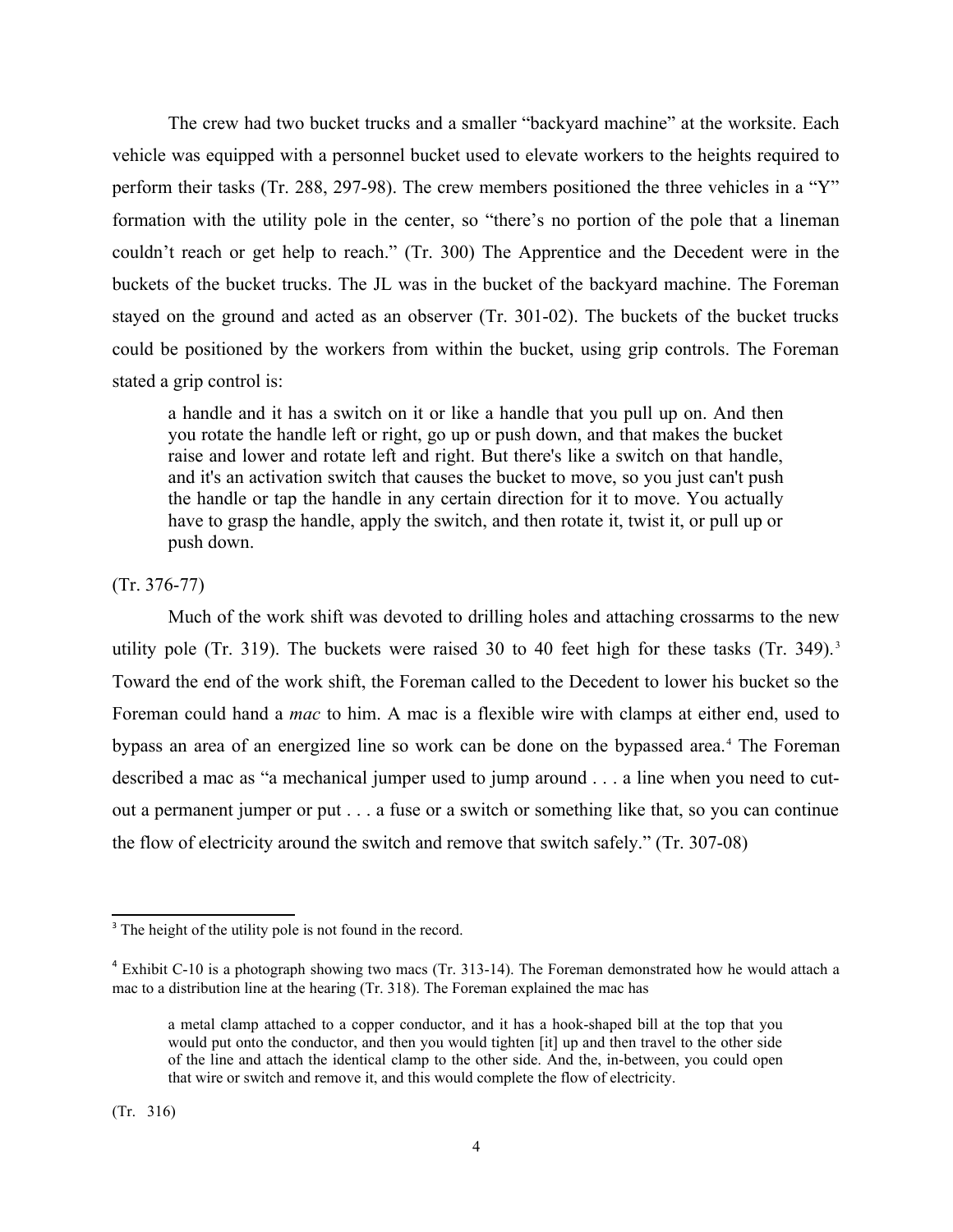The crew had two bucket trucks and a smaller "backyard machine" at the worksite. Each vehicle was equipped with a personnel bucket used to elevate workers to the heights required to perform their tasks (Tr. 288, 297-98). The crew members positioned the three vehicles in a "Y" formation with the utility pole in the center, so "there's no portion of the pole that a lineman couldn't reach or get help to reach." (Tr. 300) The Apprentice and the Decedent were in the buckets of the bucket trucks. The JL was in the bucket of the backyard machine. The Foreman stayed on the ground and acted as an observer (Tr. 301-02). The buckets of the bucket trucks could be positioned by the workers from within the bucket, using grip controls. The Foreman stated a grip control is:

> a handle and it has a switch on it or like a handle that you pull up on. And then you rotate the handle left or right, go up or push down, and that makes the bucket raise and lower and rotate left and right. But there's like a switch on that handle, and it's an activation switch that causes the bucket to move, so you just can't push the handle or tap the handle in any certain direction for it to move. You actually have to grasp the handle, apply the switch, and then rotate it, twist it, or pull up or push down.

(Tr. 376-77)

Much of the work shift was devoted to drilling holes and attaching crossarms to the new utility pole (Tr. 319). The buckets were raised 30 to 40 feet high for these tasks (Tr. 349).[3] Toward the end of the work shift, the Foreman called to the Decedent to lower his bucket so the Foreman could hand a *mac* to him. A mac is a flexible wire with clamps at either end, used to bypass an area of an energized line so work can be done on the bypassed area.[4] The Foreman described a mac as "a mechanical jumper used to jump around . . . a line when you need to cut-out a permanent jumper or put . . . a fuse or a switch or something like that, so you can continue the flow of electricity around the switch and remove that switch safely." (Tr. 307-08)

---

[3] The height of the utility pole is not found in the record.

[4] Exhibit C-10 is a photograph showing two macs (Tr. 313-14). The Foreman demonstrated how he would attach a mac to a distribution line at the hearing (Tr. 318). The Foreman explained the mac has

> a metal clamp attached to a copper conductor, and it has a hook-shaped bill at the top that you would put onto the conductor, and then you would tighten [it] up and then travel to the other side of the line and attach the identical clamp to the other side. And the, in-between, you could open that wire or switch and remove it, and this would complete the flow of electricity.

(Tr. 316)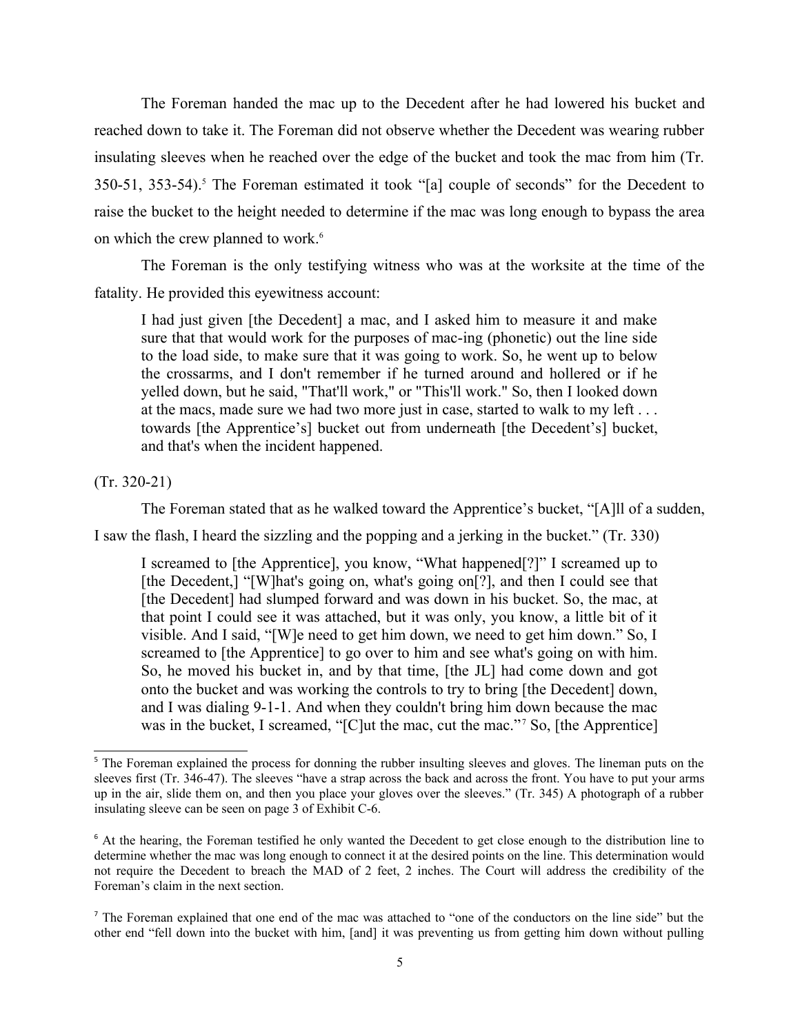The Foreman handed the mac up to the Decedent after he had lowered his bucket and reached down to take it. The Foreman did not observe whether the Decedent was wearing rubber insulating sleeves when he reached over the edge of the bucket and took the mac from him (Tr. 350-51, 353-54).[5] The Foreman estimated it took "[a] couple of seconds" for the Decedent to raise the bucket to the height needed to determine if the mac was long enough to bypass the area on which the crew planned to work.[6]

The Foreman is the only testifying witness who was at the worksite at the time of the fatality. He provided this eyewitness account:

> I had just given [the Decedent] a mac, and I asked him to measure it and make sure that that would work for the purposes of mac-ing (phonetic) out the line side to the load side, to make sure that it was going to work. So, he went up to below the crossarms, and I don't remember if he turned around and hollered or if he yelled down, but he said, "That'll work," or "This'll work." So, then I looked down at the macs, made sure we had two more just in case, started to walk to my left . . . towards [the Apprentice's] bucket out from underneath [the Decedent's] bucket, and that's when the incident happened.

(Tr. 320-21)

The Foreman stated that as he walked toward the Apprentice's bucket, "[A]ll of a sudden, I saw the flash, I heard the sizzling and the popping and a jerking in the bucket." (Tr. 330)

> I screamed to [the Apprentice], you know, "What happened[?]" I screamed up to [the Decedent,] "[W]hat's going on, what's going on[?], and then I could see that [the Decedent] had slumped forward and was down in his bucket. So, the mac, at that point I could see it was attached, but it was only, you know, a little bit of it visible. And I said, "[W]e need to get him down, we need to get him down." So, I screamed to [the Apprentice] to go over to him and see what's going on with him. So, he moved his bucket in, and by that time, [the JL] had come down and got onto the bucket and was working the controls to try to bring [the Decedent] down, and I was dialing 9-1-1. And when they couldn't bring him down because the mac was in the bucket, I screamed, "[C]ut the mac, cut the mac."[7] So, [the Apprentice]

---

[5] The Foreman explained the process for donning the rubber insulting sleeves and gloves. The lineman puts on the sleeves first (Tr. 346-47). The sleeves "have a strap across the back and across the front. You have to put your arms up in the air, slide them on, and then you place your gloves over the sleeves." (Tr. 345) A photograph of a rubber insulating sleeve can be seen on page 3 of Exhibit C-6.

[6] At the hearing, the Foreman testified he only wanted the Decedent to get close enough to the distribution line to determine whether the mac was long enough to connect it at the desired points on the line. This determination would not require the Decedent to breach the MAD of 2 feet, 2 inches. The Court will address the credibility of the Foreman's claim in the next section.

[7] The Foreman explained that one end of the mac was attached to "one of the conductors on the line side" but the other end "fell down into the bucket with him, [and] it was preventing us from getting him down without pulling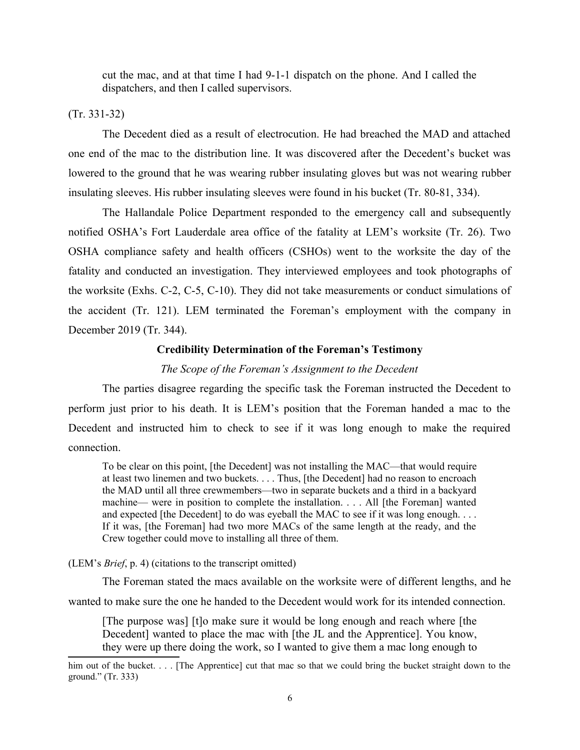> cut the mac, and at that time I had 9-1-1 dispatch on the phone. And I called the dispatchers, and then I called supervisors.

(Tr. 331-32)

The Decedent died as a result of electrocution. He had breached the MAD and attached one end of the mac to the distribution line. It was discovered after the Decedent's bucket was lowered to the ground that he was wearing rubber insulating gloves but was not wearing rubber insulating sleeves. His rubber insulating sleeves were found in his bucket (Tr. 80-81, 334).

The Hallandale Police Department responded to the emergency call and subsequently notified OSHA's Fort Lauderdale area office of the fatality at LEM's worksite (Tr. 26). Two OSHA compliance safety and health officers (CSHOs) went to the worksite the day of the fatality and conducted an investigation. They interviewed employees and took photographs of the worksite (Exhs. C-2, C-5, C-10). They did not take measurements or conduct simulations of the accident (Tr. 121). LEM terminated the Foreman's employment with the company in December 2019 (Tr. 344).

## Credibility Determination of the Foreman's Testimony

### *The Scope of the Foreman's Assignment to the Decedent*

The parties disagree regarding the specific task the Foreman instructed the Decedent to perform just prior to his death. It is LEM's position that the Foreman handed a mac to the Decedent and instructed him to check to see if it was long enough to make the required connection.

> To be clear on this point, [the Decedent] was not installing the MAC—that would require at least two linemen and two buckets. . . . Thus, [the Decedent] had no reason to encroach the MAD until all three crewmembers—two in separate buckets and a third in a backyard machine— were in position to complete the installation. . . . All [the Foreman] wanted and expected [the Decedent] to do was eyeball the MAC to see if it was long enough. . . . If it was, [the Foreman] had two more MACs of the same length at the ready, and the Crew together could move to installing all three of them.

(LEM's *Brief*, p. 4) (citations to the transcript omitted)

The Foreman stated the macs available on the worksite were of different lengths, and he wanted to make sure the one he handed to the Decedent would work for its intended connection.

> [The purpose was] [t]o make sure it would be long enough and reach where [the Decedent] wanted to place the mac with [the JL and the Apprentice]. You know, they were up there doing the work, so I wanted to give them a mac long enough to

---

him out of the bucket. . . . [The Apprentice] cut that mac so that we could bring the bucket straight down to the ground." (Tr. 333)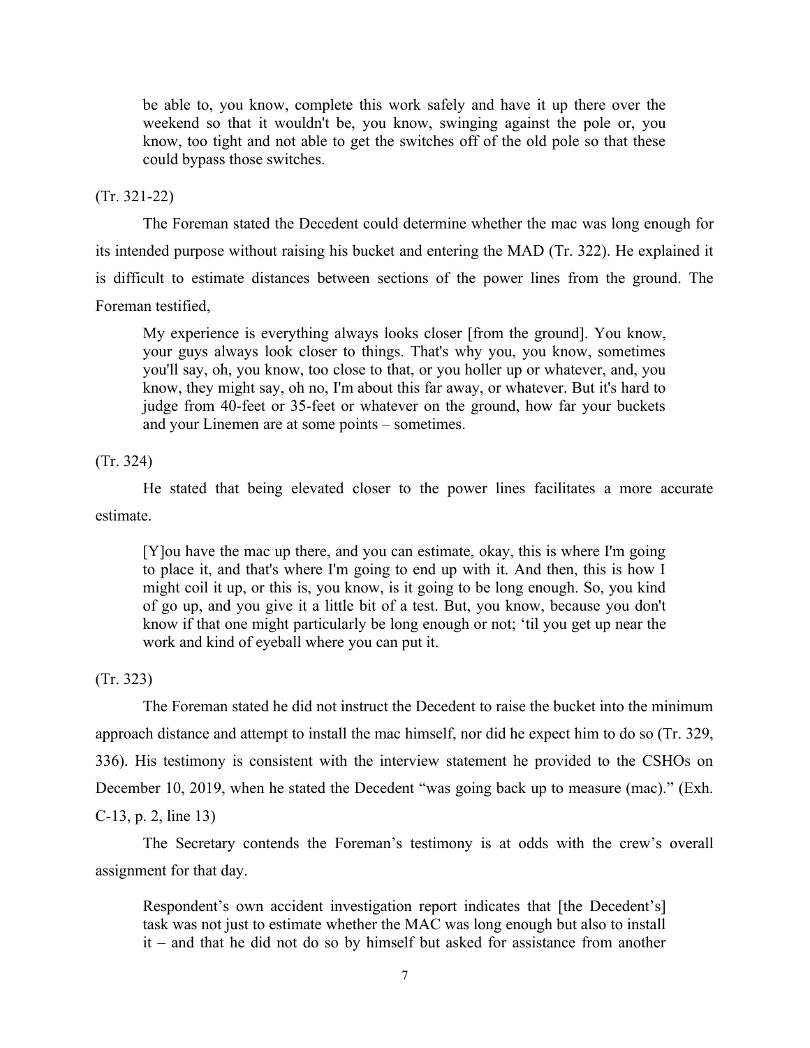> be able to, you know, complete this work safely and have it up there over the weekend so that it wouldn't be, you know, swinging against the pole or, you know, too tight and not able to get the switches off of the old pole so that these could bypass those switches.

(Tr. 321-22)

The Foreman stated the Decedent could determine whether the mac was long enough for its intended purpose without raising his bucket and entering the MAD (Tr. 322). He explained it is difficult to estimate distances between sections of the power lines from the ground. The Foreman testified,

> My experience is everything always looks closer [from the ground]. You know, your guys always look closer to things. That's why you, you know, sometimes you'll say, oh, you know, too close to that, or you holler up or whatever, and, you know, they might say, oh no, I'm about this far away, or whatever. But it's hard to judge from 40-feet or 35-feet or whatever on the ground, how far your buckets and your Linemen are at some points – sometimes.

(Tr. 324)

He stated that being elevated closer to the power lines facilitates a more accurate estimate.

> [Y]ou have the mac up there, and you can estimate, okay, this is where I'm going to place it, and that's where I'm going to end up with it. And then, this is how I might coil it up, or this is, you know, is it going to be long enough. So, you kind of go up, and you give it a little bit of a test. But, you know, because you don't know if that one might particularly be long enough or not; 'til you get up near the work and kind of eyeball where you can put it.

(Tr. 323)

The Foreman stated he did not instruct the Decedent to raise the bucket into the minimum approach distance and attempt to install the mac himself, nor did he expect him to do so (Tr. 329, 336). His testimony is consistent with the interview statement he provided to the CSHOs on December 10, 2019, when he stated the Decedent "was going back up to measure (mac)." (Exh. C-13, p. 2, line 13)

The Secretary contends the Foreman's testimony is at odds with the crew's overall assignment for that day.

> Respondent's own accident investigation report indicates that [the Decedent's] task was not just to estimate whether the MAC was long enough but also to install it – and that he did not do so by himself but asked for assistance from another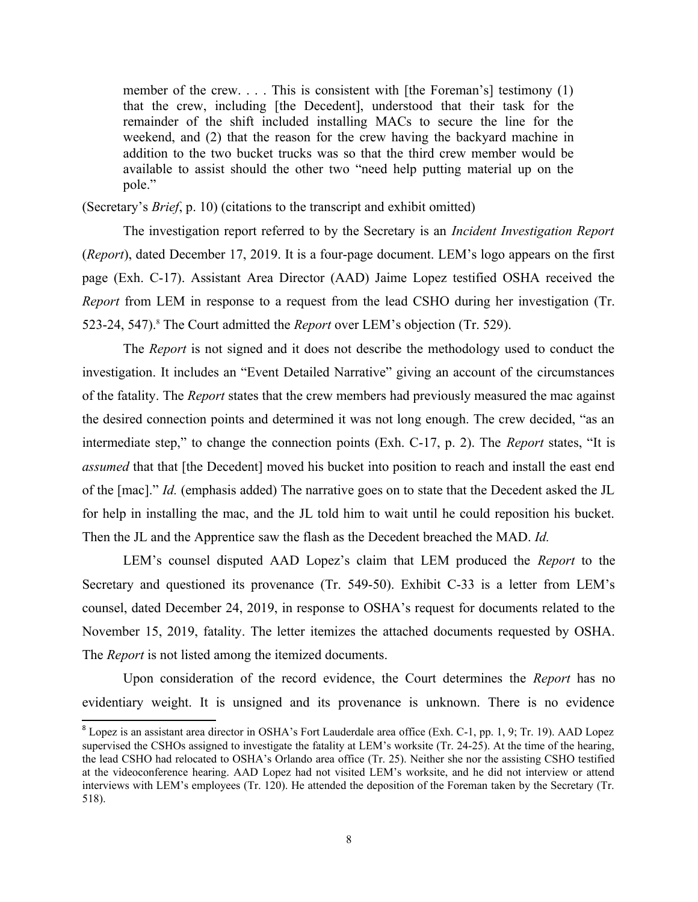> member of the crew. . . . This is consistent with [the Foreman's] testimony (1) that the crew, including [the Decedent], understood that their task for the remainder of the shift included installing MACs to secure the line for the weekend, and (2) that the reason for the crew having the backyard machine in addition to the two bucket trucks was so that the third crew member would be available to assist should the other two "need help putting material up on the pole."

(Secretary's *Brief*, p. 10) (citations to the transcript and exhibit omitted)

The investigation report referred to by the Secretary is an *Incident Investigation Report* (*Report*), dated December 17, 2019. It is a four-page document. LEM's logo appears on the first page (Exh. C-17). Assistant Area Director (AAD) Jaime Lopez testified OSHA received the *Report* from LEM in response to a request from the lead CSHO during her investigation (Tr. 523-24, 547).[8] The Court admitted the *Report* over LEM's objection (Tr. 529).

The *Report* is not signed and it does not describe the methodology used to conduct the investigation. It includes an "Event Detailed Narrative" giving an account of the circumstances of the fatality. The *Report* states that the crew members had previously measured the mac against the desired connection points and determined it was not long enough. The crew decided, "as an intermediate step," to change the connection points (Exh. C-17, p. 2). The *Report* states, "It is *assumed* that that [the Decedent] moved his bucket into position to reach and install the east end of the [mac]." *Id.* (emphasis added) The narrative goes on to state that the Decedent asked the JL for help in installing the mac, and the JL told him to wait until he could reposition his bucket. Then the JL and the Apprentice saw the flash as the Decedent breached the MAD. *Id.*

LEM's counsel disputed AAD Lopez's claim that LEM produced the *Report* to the Secretary and questioned its provenance (Tr. 549-50). Exhibit C-33 is a letter from LEM's counsel, dated December 24, 2019, in response to OSHA's request for documents related to the November 15, 2019, fatality. The letter itemizes the attached documents requested by OSHA. The *Report* is not listed among the itemized documents.

Upon consideration of the record evidence, the Court determines the *Report* has no evidentiary weight. It is unsigned and its provenance is unknown. There is no evidence

[8] Lopez is an assistant area director in OSHA's Fort Lauderdale area office (Exh. C-1, pp. 1, 9; Tr. 19). AAD Lopez supervised the CSHOs assigned to investigate the fatality at LEM's worksite (Tr. 24-25). At the time of the hearing, the lead CSHO had relocated to OSHA's Orlando area office (Tr. 25). Neither she nor the assisting CSHO testified at the videoconference hearing. AAD Lopez had not visited LEM's worksite, and he did not interview or attend interviews with LEM's employees (Tr. 120). He attended the deposition of the Foreman taken by the Secretary (Tr. 518).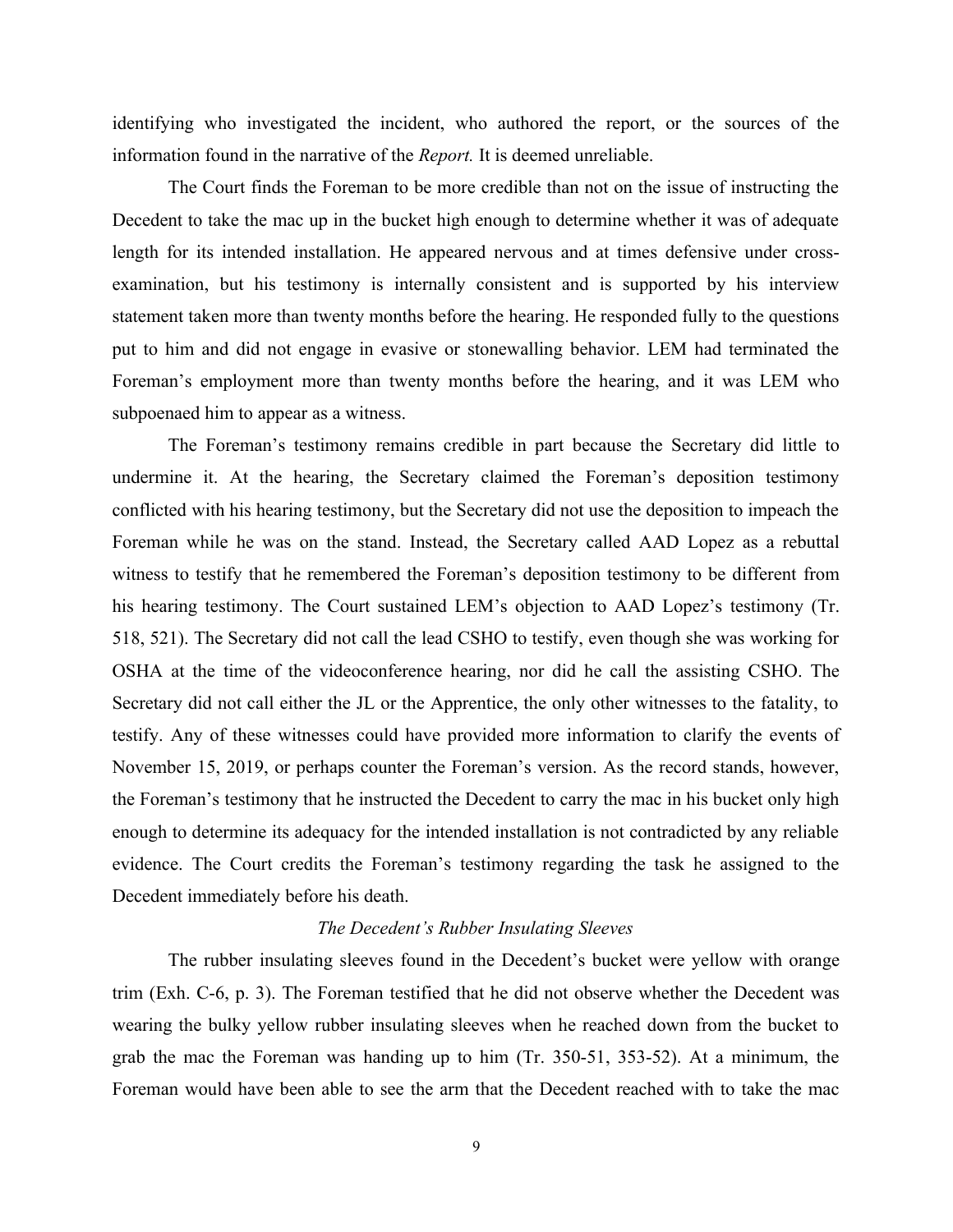identifying who investigated the incident, who authored the report, or the sources of the information found in the narrative of the *Report.* It is deemed unreliable.

The Court finds the Foreman to be more credible than not on the issue of instructing the Decedent to take the mac up in the bucket high enough to determine whether it was of adequate length for its intended installation. He appeared nervous and at times defensive under cross-examination, but his testimony is internally consistent and is supported by his interview statement taken more than twenty months before the hearing. He responded fully to the questions put to him and did not engage in evasive or stonewalling behavior. LEM had terminated the Foreman's employment more than twenty months before the hearing, and it was LEM who subpoenaed him to appear as a witness.

The Foreman's testimony remains credible in part because the Secretary did little to undermine it. At the hearing, the Secretary claimed the Foreman's deposition testimony conflicted with his hearing testimony, but the Secretary did not use the deposition to impeach the Foreman while he was on the stand. Instead, the Secretary called AAD Lopez as a rebuttal witness to testify that he remembered the Foreman's deposition testimony to be different from his hearing testimony. The Court sustained LEM's objection to AAD Lopez's testimony (Tr. 518, 521). The Secretary did not call the lead CSHO to testify, even though she was working for OSHA at the time of the videoconference hearing, nor did he call the assisting CSHO. The Secretary did not call either the JL or the Apprentice, the only other witnesses to the fatality, to testify. Any of these witnesses could have provided more information to clarify the events of November 15, 2019, or perhaps counter the Foreman's version. As the record stands, however, the Foreman's testimony that he instructed the Decedent to carry the mac in his bucket only high enough to determine its adequacy for the intended installation is not contradicted by any reliable evidence. The Court credits the Foreman's testimony regarding the task he assigned to the Decedent immediately before his death.

*The Decedent's Rubber Insulating Sleeves*

The rubber insulating sleeves found in the Decedent's bucket were yellow with orange trim (Exh. C-6, p. 3). The Foreman testified that he did not observe whether the Decedent was wearing the bulky yellow rubber insulating sleeves when he reached down from the bucket to grab the mac the Foreman was handing up to him (Tr. 350-51, 353-52). At a minimum, the Foreman would have been able to see the arm that the Decedent reached with to take the mac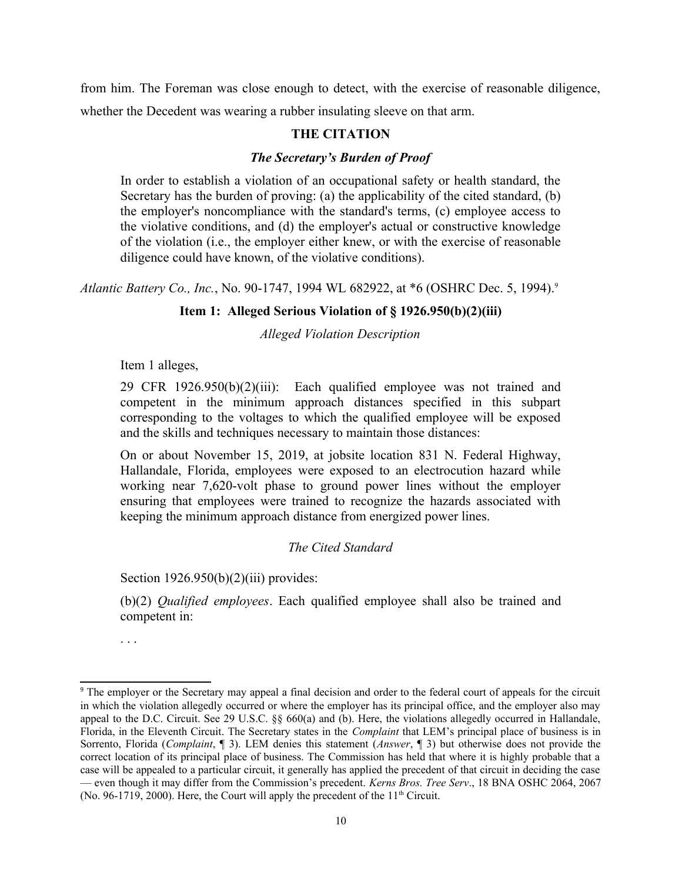from him. The Foreman was close enough to detect, with the exercise of reasonable diligence, whether the Decedent was wearing a rubber insulating sleeve on that arm.

## THE CITATION

### *The Secretary's Burden of Proof*

> In order to establish a violation of an occupational safety or health standard, the Secretary has the burden of proving: (a) the applicability of the cited standard, (b) the employer's noncompliance with the standard's terms, (c) employee access to the violative conditions, and (d) the employer's actual or constructive knowledge of the violation (i.e., the employer either knew, or with the exercise of reasonable diligence could have known, of the violative conditions).

*Atlantic Battery Co., Inc.*, No. 90-1747, 1994 WL 682922, at *6 (OSHRC Dec. 5, 1994).[9]

### Item 1: Alleged Serious Violation of § 1926.950(b)(2)(iii)

*Alleged Violation Description*

> Item 1 alleges,
>
> 29 CFR 1926.950(b)(2)(iii): Each qualified employee was not trained and competent in the minimum approach distances specified in this subpart corresponding to the voltages to which the qualified employee will be exposed and the skills and techniques necessary to maintain those distances:
>
> On or about November 15, 2019, at jobsite location 831 N. Federal Highway, Hallandale, Florida, employees were exposed to an electrocution hazard while working near 7,620-volt phase to ground power lines without the employer ensuring that employees were trained to recognize the hazards associated with keeping the minimum approach distance from energized power lines.

*The Cited Standard*

> Section 1926.950(b)(2)(iii) provides:
>
> (b)(2) *Qualified employees*. Each qualified employee shall also be trained and competent in:
>
> . . .

---

[9] The employer or the Secretary may appeal a final decision and order to the federal court of appeals for the circuit in which the violation allegedly occurred or where the employer has its principal office, and the employer also may appeal to the D.C. Circuit. See 29 U.S.C. §§ 660(a) and (b). Here, the violations allegedly occurred in Hallandale, Florida, in the Eleventh Circuit. The Secretary states in the *Complaint* that LEM's principal place of business is in Sorrento, Florida (*Complaint*, ¶ 3). LEM denies this statement (*Answer*, ¶ 3) but otherwise does not provide the correct location of its principal place of business. The Commission has held that where it is highly probable that a case will be appealed to a particular circuit, it generally has applied the precedent of that circuit in deciding the case — even though it may differ from the Commission's precedent. *Kerns Bros. Tree Serv*., 18 BNA OSHC 2064, 2067 (No. 96-1719, 2000). Here, the Court will apply the precedent of the 11th Circuit.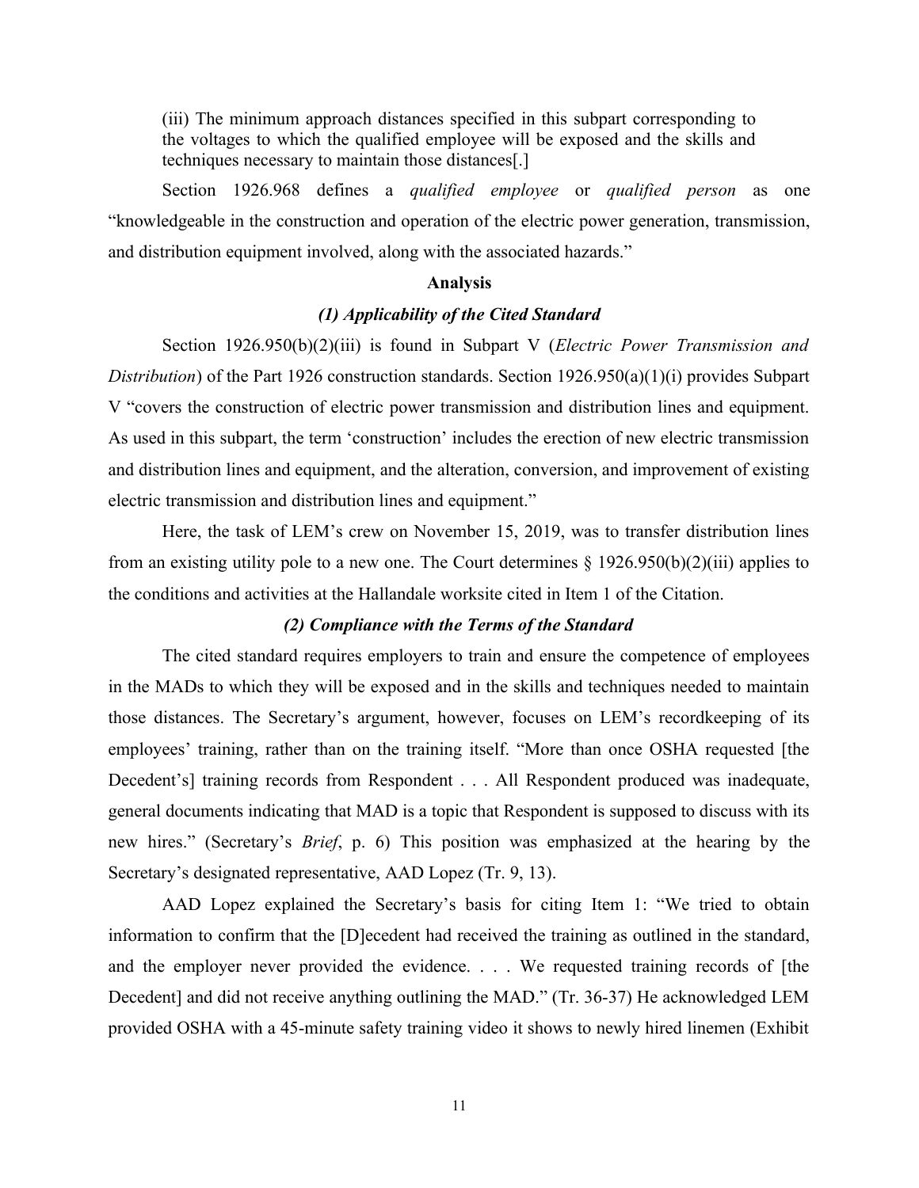(iii) The minimum approach distances specified in this subpart corresponding to the voltages to which the qualified employee will be exposed and the skills and techniques necessary to maintain those distances[.]

Section 1926.968 defines a *qualified employee* or *qualified person* as one "knowledgeable in the construction and operation of the electric power generation, transmission, and distribution equipment involved, along with the associated hazards."

**Analysis**

***(1) Applicability of the Cited Standard***

Section 1926.950(b)(2)(iii) is found in Subpart V (*Electric Power Transmission and Distribution*) of the Part 1926 construction standards. Section 1926.950(a)(1)(i) provides Subpart V "covers the construction of electric power transmission and distribution lines and equipment. As used in this subpart, the term 'construction' includes the erection of new electric transmission and distribution lines and equipment, and the alteration, conversion, and improvement of existing electric transmission and distribution lines and equipment."

Here, the task of LEM's crew on November 15, 2019, was to transfer distribution lines from an existing utility pole to a new one. The Court determines § 1926.950(b)(2)(iii) applies to the conditions and activities at the Hallandale worksite cited in Item 1 of the Citation.

***(2) Compliance with the Terms of the Standard***

The cited standard requires employers to train and ensure the competence of employees in the MADs to which they will be exposed and in the skills and techniques needed to maintain those distances. The Secretary's argument, however, focuses on LEM's recordkeeping of its employees' training, rather than on the training itself. "More than once OSHA requested [the Decedent's] training records from Respondent . . . All Respondent produced was inadequate, general documents indicating that MAD is a topic that Respondent is supposed to discuss with its new hires." (Secretary's *Brief*, p. 6) This position was emphasized at the hearing by the Secretary's designated representative, AAD Lopez (Tr. 9, 13).

AAD Lopez explained the Secretary's basis for citing Item 1: "We tried to obtain information to confirm that the [D]ecedent had received the training as outlined in the standard, and the employer never provided the evidence. . . . We requested training records of [the Decedent] and did not receive anything outlining the MAD." (Tr. 36-37) He acknowledged LEM provided OSHA with a 45-minute safety training video it shows to newly hired linemen (Exhibit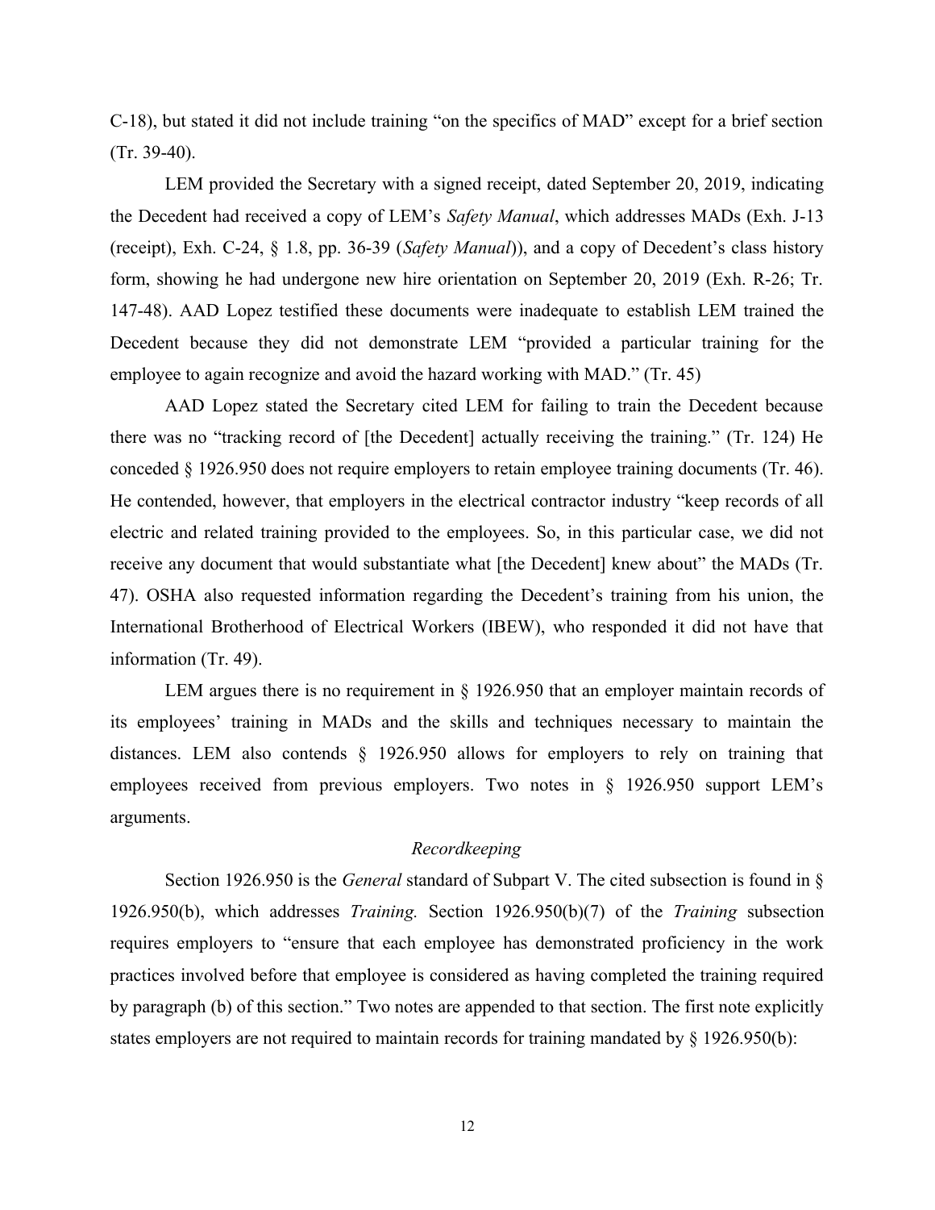C-18), but stated it did not include training "on the specifics of MAD" except for a brief section (Tr. 39-40).

LEM provided the Secretary with a signed receipt, dated September 20, 2019, indicating the Decedent had received a copy of LEM's *Safety Manual*, which addresses MADs (Exh. J-13 (receipt), Exh. C-24, § 1.8, pp. 36-39 (*Safety Manual*)), and a copy of Decedent's class history form, showing he had undergone new hire orientation on September 20, 2019 (Exh. R-26; Tr. 147-48). AAD Lopez testified these documents were inadequate to establish LEM trained the Decedent because they did not demonstrate LEM "provided a particular training for the employee to again recognize and avoid the hazard working with MAD." (Tr. 45)

AAD Lopez stated the Secretary cited LEM for failing to train the Decedent because there was no "tracking record of [the Decedent] actually receiving the training." (Tr. 124) He conceded § 1926.950 does not require employers to retain employee training documents (Tr. 46). He contended, however, that employers in the electrical contractor industry "keep records of all electric and related training provided to the employees. So, in this particular case, we did not receive any document that would substantiate what [the Decedent] knew about" the MADs (Tr. 47). OSHA also requested information regarding the Decedent's training from his union, the International Brotherhood of Electrical Workers (IBEW), who responded it did not have that information (Tr. 49).

LEM argues there is no requirement in § 1926.950 that an employer maintain records of its employees' training in MADs and the skills and techniques necessary to maintain the distances. LEM also contends § 1926.950 allows for employers to rely on training that employees received from previous employers. Two notes in § 1926.950 support LEM's arguments.

*Recordkeeping*

Section 1926.950 is the *General* standard of Subpart V. The cited subsection is found in § 1926.950(b), which addresses *Training.* Section 1926.950(b)(7) of the *Training* subsection requires employers to "ensure that each employee has demonstrated proficiency in the work practices involved before that employee is considered as having completed the training required by paragraph (b) of this section." Two notes are appended to that section. The first note explicitly states employers are not required to maintain records for training mandated by § 1926.950(b):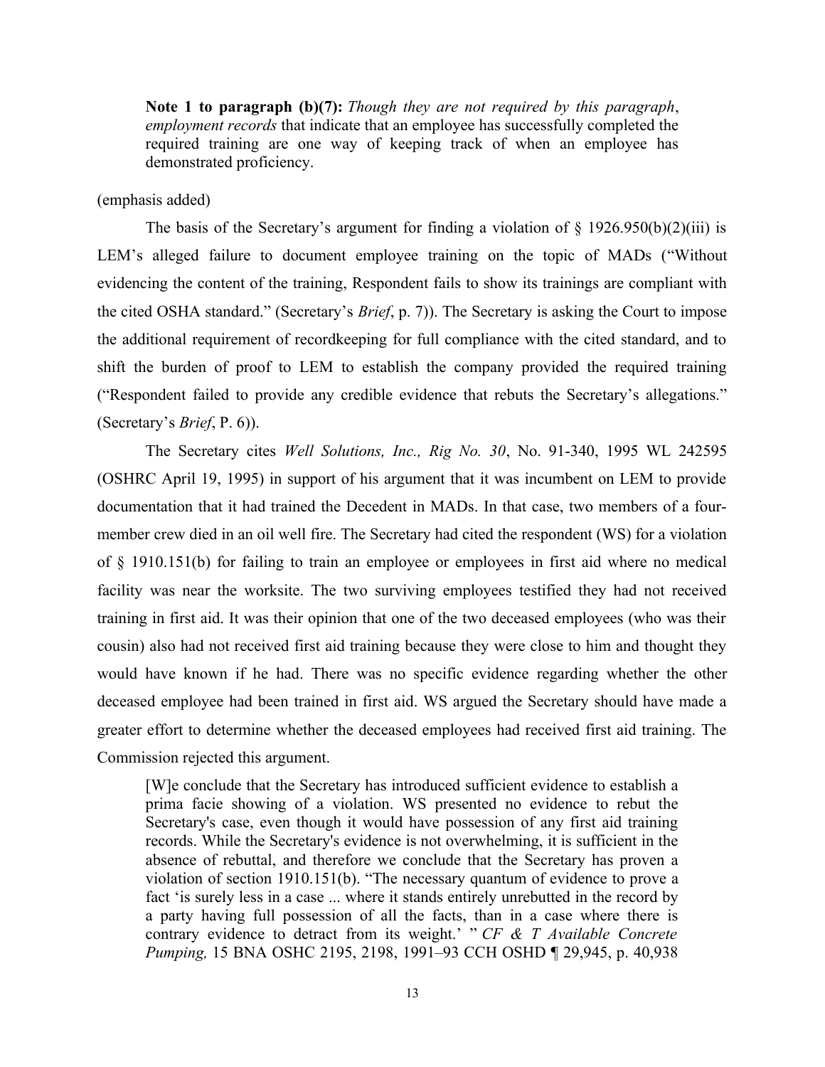> **Note 1 to paragraph (b)(7):** *Though they are not required by this paragraph*, *employment records* that indicate that an employee has successfully completed the required training are one way of keeping track of when an employee has demonstrated proficiency.

(emphasis added)

The basis of the Secretary's argument for finding a violation of § 1926.950(b)(2)(iii) is LEM's alleged failure to document employee training on the topic of MADs ("Without evidencing the content of the training, Respondent fails to show its trainings are compliant with the cited OSHA standard." (Secretary's *Brief*, p. 7)). The Secretary is asking the Court to impose the additional requirement of recordkeeping for full compliance with the cited standard, and to shift the burden of proof to LEM to establish the company provided the required training ("Respondent failed to provide any credible evidence that rebuts the Secretary's allegations." (Secretary's *Brief*, P. 6)).

The Secretary cites *Well Solutions, Inc., Rig No. 30*, No. 91-340, 1995 WL 242595 (OSHRC April 19, 1995) in support of his argument that it was incumbent on LEM to provide documentation that it had trained the Decedent in MADs. In that case, two members of a four-member crew died in an oil well fire. The Secretary had cited the respondent (WS) for a violation of § 1910.151(b) for failing to train an employee or employees in first aid where no medical facility was near the worksite. The two surviving employees testified they had not received training in first aid. It was their opinion that one of the two deceased employees (who was their cousin) also had not received first aid training because they were close to him and thought they would have known if he had. There was no specific evidence regarding whether the other deceased employee had been trained in first aid. WS argued the Secretary should have made a greater effort to determine whether the deceased employees had received first aid training. The Commission rejected this argument.

> [W]e conclude that the Secretary has introduced sufficient evidence to establish a prima facie showing of a violation. WS presented no evidence to rebut the Secretary's case, even though it would have possession of any first aid training records. While the Secretary's evidence is not overwhelming, it is sufficient in the absence of rebuttal, and therefore we conclude that the Secretary has proven a violation of section 1910.151(b). "The necessary quantum of evidence to prove a fact 'is surely less in a case ... where it stands entirely unrebutted in the record by a party having full possession of all the facts, than in a case where there is contrary evidence to detract from its weight.' " *CF & T Available Concrete Pumping,* 15 BNA OSHC 2195, 2198, 1991–93 CCH OSHD ¶ 29,945, p. 40,938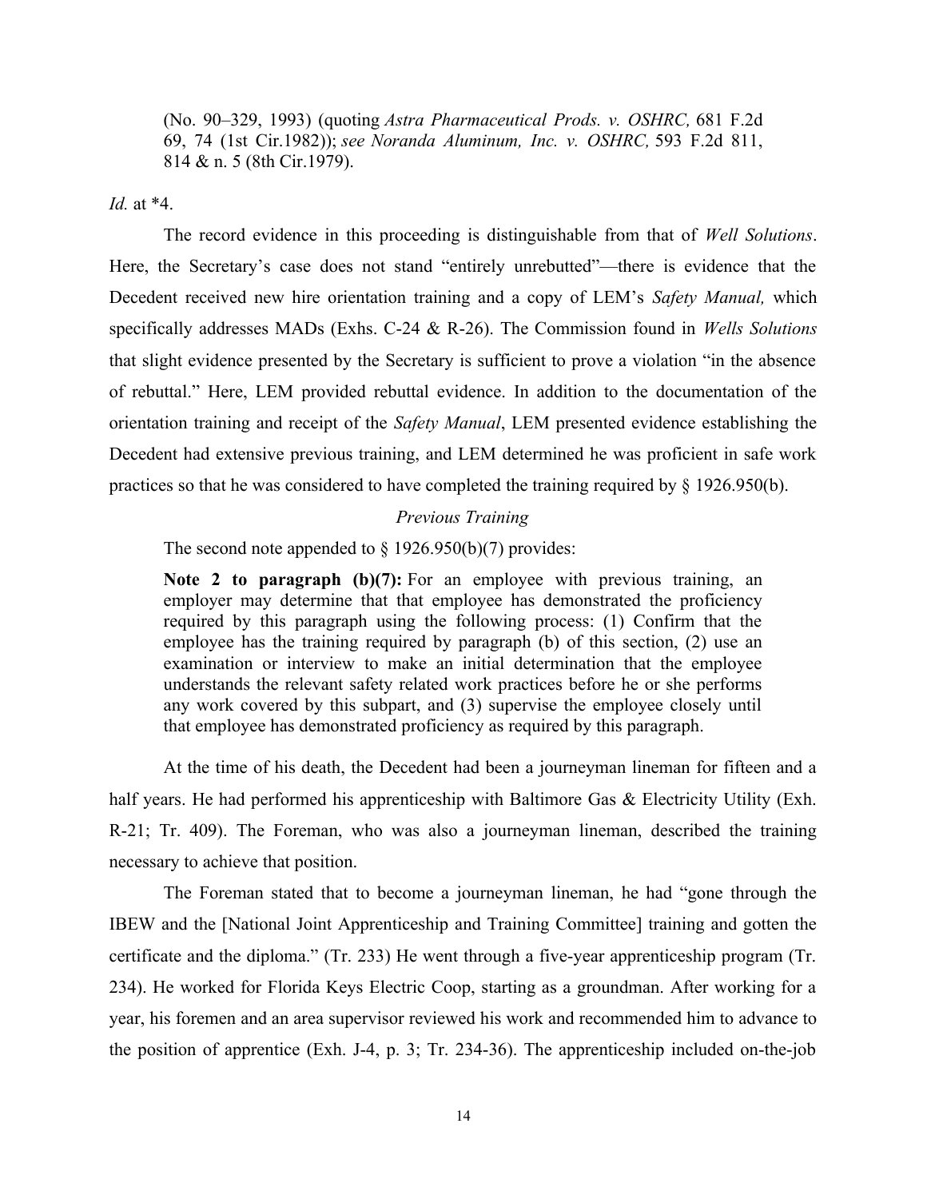> (No. 90–329, 1993) (quoting *Astra Pharmaceutical Prods. v. OSHRC,* 681 F.2d 69, 74 (1st Cir.1982)); *see Noranda Aluminum, Inc. v. OSHRC,* 593 F.2d 811, 814 & n. 5 (8th Cir.1979).

*Id.* at *4.

The record evidence in this proceeding is distinguishable from that of *Well Solutions*. Here, the Secretary's case does not stand "entirely unrebutted"—there is evidence that the Decedent received new hire orientation training and a copy of LEM's *Safety Manual,* which specifically addresses MADs (Exhs. C-24 & R-26). The Commission found in *Wells Solutions* that slight evidence presented by the Secretary is sufficient to prove a violation "in the absence of rebuttal." Here, LEM provided rebuttal evidence. In addition to the documentation of the orientation training and receipt of the *Safety Manual*, LEM presented evidence establishing the Decedent had extensive previous training, and LEM determined he was proficient in safe work practices so that he was considered to have completed the training required by § 1926.950(b).

*Previous Training*

The second note appended to § 1926.950(b)(7) provides:

> **Note 2 to paragraph (b)(7):** For an employee with previous training, an employer may determine that that employee has demonstrated the proficiency required by this paragraph using the following process: (1) Confirm that the employee has the training required by paragraph (b) of this section, (2) use an examination or interview to make an initial determination that the employee understands the relevant safety related work practices before he or she performs any work covered by this subpart, and (3) supervise the employee closely until that employee has demonstrated proficiency as required by this paragraph.

At the time of his death, the Decedent had been a journeyman lineman for fifteen and a half years. He had performed his apprenticeship with Baltimore Gas & Electricity Utility (Exh. R-21; Tr. 409). The Foreman, who was also a journeyman lineman, described the training necessary to achieve that position.

The Foreman stated that to become a journeyman lineman, he had "gone through the IBEW and the [National Joint Apprenticeship and Training Committee] training and gotten the certificate and the diploma." (Tr. 233) He went through a five-year apprenticeship program (Tr. 234). He worked for Florida Keys Electric Coop, starting as a groundman. After working for a year, his foremen and an area supervisor reviewed his work and recommended him to advance to the position of apprentice (Exh. J-4, p. 3; Tr. 234-36). The apprenticeship included on-the-job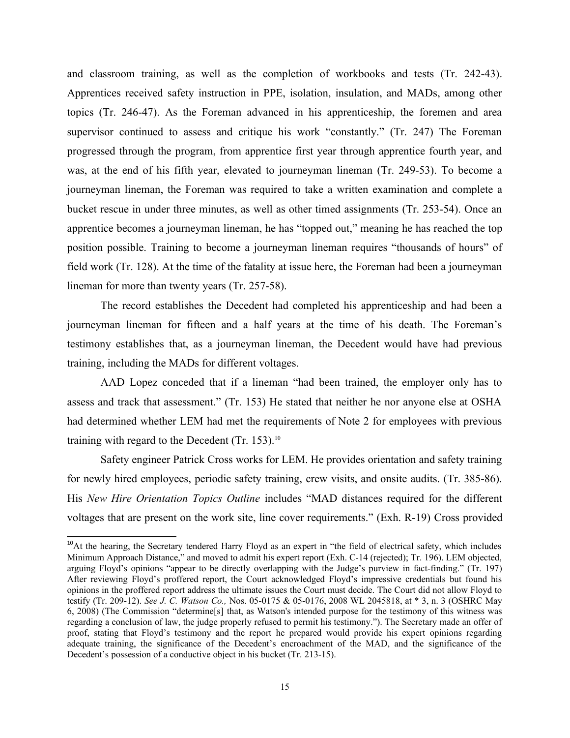and classroom training, as well as the completion of workbooks and tests (Tr. 242-43). Apprentices received safety instruction in PPE, isolation, insulation, and MADs, among other topics (Tr. 246-47). As the Foreman advanced in his apprenticeship, the foremen and area supervisor continued to assess and critique his work "constantly." (Tr. 247) The Foreman progressed through the program, from apprentice first year through apprentice fourth year, and was, at the end of his fifth year, elevated to journeyman lineman (Tr. 249-53). To become a journeyman lineman, the Foreman was required to take a written examination and complete a bucket rescue in under three minutes, as well as other timed assignments (Tr. 253-54). Once an apprentice becomes a journeyman lineman, he has "topped out," meaning he has reached the top position possible. Training to become a journeyman lineman requires "thousands of hours" of field work (Tr. 128). At the time of the fatality at issue here, the Foreman had been a journeyman lineman for more than twenty years (Tr. 257-58).

The record establishes the Decedent had completed his apprenticeship and had been a journeyman lineman for fifteen and a half years at the time of his death. The Foreman's testimony establishes that, as a journeyman lineman, the Decedent would have had previous training, including the MADs for different voltages.

AAD Lopez conceded that if a lineman "had been trained, the employer only has to assess and track that assessment." (Tr. 153) He stated that neither he nor anyone else at OSHA had determined whether LEM had met the requirements of Note 2 for employees with previous training with regard to the Decedent (Tr. 153).[10]

Safety engineer Patrick Cross works for LEM. He provides orientation and safety training for newly hired employees, periodic safety training, crew visits, and onsite audits. (Tr. 385-86). His *New Hire Orientation Topics Outline* includes "MAD distances required for the different voltages that are present on the work site, line cover requirements." (Exh. R-19) Cross provided

---

[10] At the hearing, the Secretary tendered Harry Floyd as an expert in "the field of electrical safety, which includes Minimum Approach Distance," and moved to admit his expert report (Exh. C-14 (rejected); Tr. 196). LEM objected, arguing Floyd's opinions "appear to be directly overlapping with the Judge's purview in fact-finding." (Tr. 197) After reviewing Floyd's proffered report, the Court acknowledged Floyd's impressive credentials but found his opinions in the proffered report address the ultimate issues the Court must decide. The Court did not allow Floyd to testify (Tr. 209-12). *See J. C. Watson Co.,* Nos. 05-0175 & 05-0176, 2008 WL 2045818, at * 3, n. 3 (OSHRC May 6, 2008) (The Commission "determine[s] that, as Watson's intended purpose for the testimony of this witness was regarding a conclusion of law, the judge properly refused to permit his testimony."). The Secretary made an offer of proof, stating that Floyd's testimony and the report he prepared would provide his expert opinions regarding adequate training, the significance of the Decedent's encroachment of the MAD, and the significance of the Decedent's possession of a conductive object in his bucket (Tr. 213-15).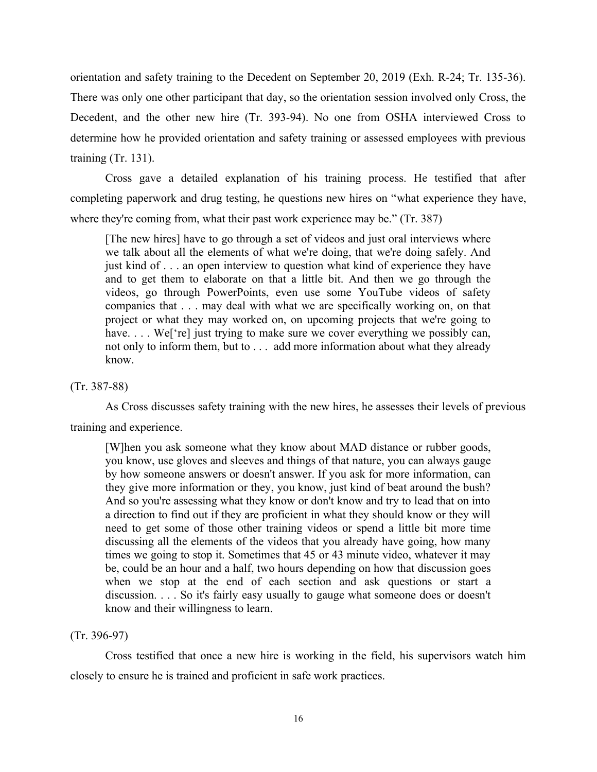orientation and safety training to the Decedent on September 20, 2019 (Exh. R-24; Tr. 135-36). There was only one other participant that day, so the orientation session involved only Cross, the Decedent, and the other new hire (Tr. 393-94). No one from OSHA interviewed Cross to determine how he provided orientation and safety training or assessed employees with previous training (Tr. 131).

Cross gave a detailed explanation of his training process. He testified that after completing paperwork and drug testing, he questions new hires on "what experience they have, where they're coming from, what their past work experience may be." (Tr. 387)

> [The new hires] have to go through a set of videos and just oral interviews where we talk about all the elements of what we're doing, that we're doing safely. And just kind of . . . an open interview to question what kind of experience they have and to get them to elaborate on that a little bit. And then we go through the videos, go through PowerPoints, even use some YouTube videos of safety companies that . . . may deal with what we are specifically working on, on that project or what they may worked on, on upcoming projects that we're going to have. . . . We['re] just trying to make sure we cover everything we possibly can, not only to inform them, but to . . . add more information about what they already know.

(Tr. 387-88)

As Cross discusses safety training with the new hires, he assesses their levels of previous training and experience.

> [W]hen you ask someone what they know about MAD distance or rubber goods, you know, use gloves and sleeves and things of that nature, you can always gauge by how someone answers or doesn't answer. If you ask for more information, can they give more information or they, you know, just kind of beat around the bush? And so you're assessing what they know or don't know and try to lead that on into a direction to find out if they are proficient in what they should know or they will need to get some of those other training videos or spend a little bit more time discussing all the elements of the videos that you already have going, how many times we going to stop it. Sometimes that 45 or 43 minute video, whatever it may be, could be an hour and a half, two hours depending on how that discussion goes when we stop at the end of each section and ask questions or start a discussion. . . . So it's fairly easy usually to gauge what someone does or doesn't know and their willingness to learn.

(Tr. 396-97)

Cross testified that once a new hire is working in the field, his supervisors watch him closely to ensure he is trained and proficient in safe work practices.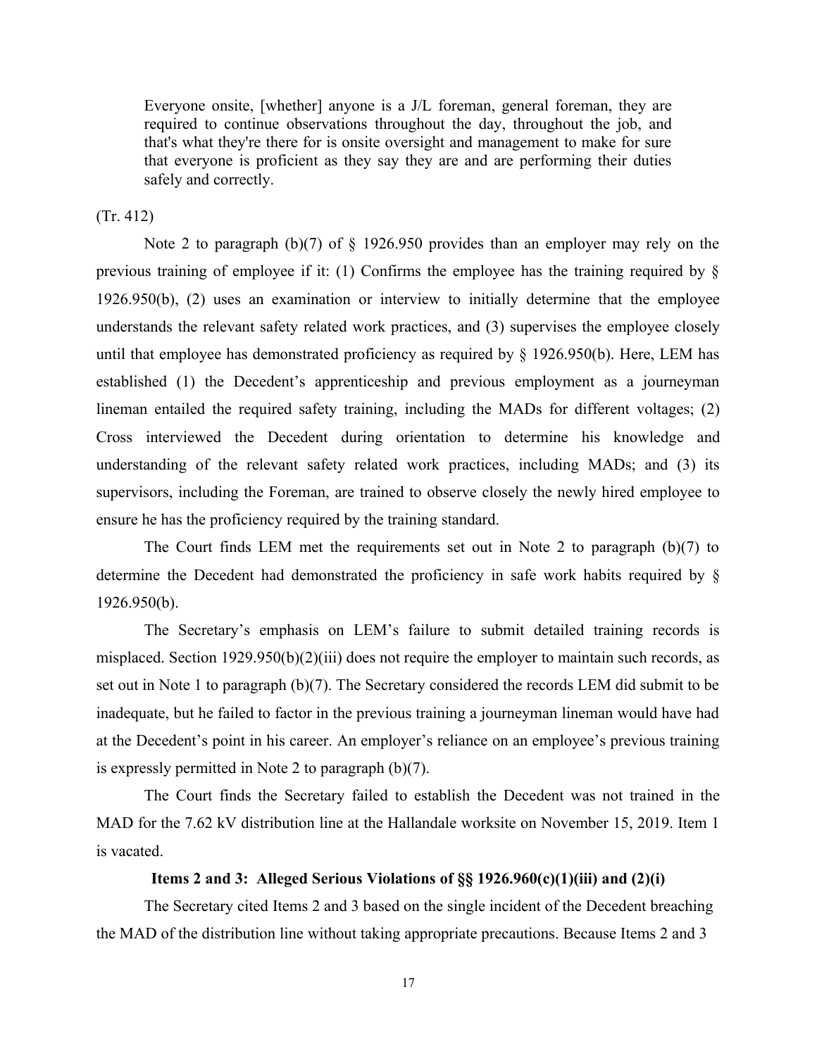> Everyone onsite, [whether] anyone is a J/L foreman, general foreman, they are required to continue observations throughout the day, throughout the job, and that's what they're there for is onsite oversight and management to make for sure that everyone is proficient as they say they are and are performing their duties safely and correctly.

(Tr. 412)

Note 2 to paragraph (b)(7) of § 1926.950 provides than an employer may rely on the previous training of employee if it: (1) Confirms the employee has the training required by § 1926.950(b), (2) uses an examination or interview to initially determine that the employee understands the relevant safety related work practices, and (3) supervises the employee closely until that employee has demonstrated proficiency as required by § 1926.950(b). Here, LEM has established (1) the Decedent's apprenticeship and previous employment as a journeyman lineman entailed the required safety training, including the MADs for different voltages; (2) Cross interviewed the Decedent during orientation to determine his knowledge and understanding of the relevant safety related work practices, including MADs; and (3) its supervisors, including the Foreman, are trained to observe closely the newly hired employee to ensure he has the proficiency required by the training standard.

The Court finds LEM met the requirements set out in Note 2 to paragraph (b)(7) to determine the Decedent had demonstrated the proficiency in safe work habits required by § 1926.950(b).

The Secretary's emphasis on LEM's failure to submit detailed training records is misplaced. Section 1929.950(b)(2)(iii) does not require the employer to maintain such records, as set out in Note 1 to paragraph (b)(7). The Secretary considered the records LEM did submit to be inadequate, but he failed to factor in the previous training a journeyman lineman would have had at the Decedent's point in his career. An employer's reliance on an employee's previous training is expressly permitted in Note 2 to paragraph (b)(7).

The Court finds the Secretary failed to establish the Decedent was not trained in the MAD for the 7.62 kV distribution line at the Hallandale worksite on November 15, 2019. Item 1 is vacated.

### Items 2 and 3: Alleged Serious Violations of §§ 1926.960(c)(1)(iii) and (2)(i)

The Secretary cited Items 2 and 3 based on the single incident of the Decedent breaching the MAD of the distribution line without taking appropriate precautions. Because Items 2 and 3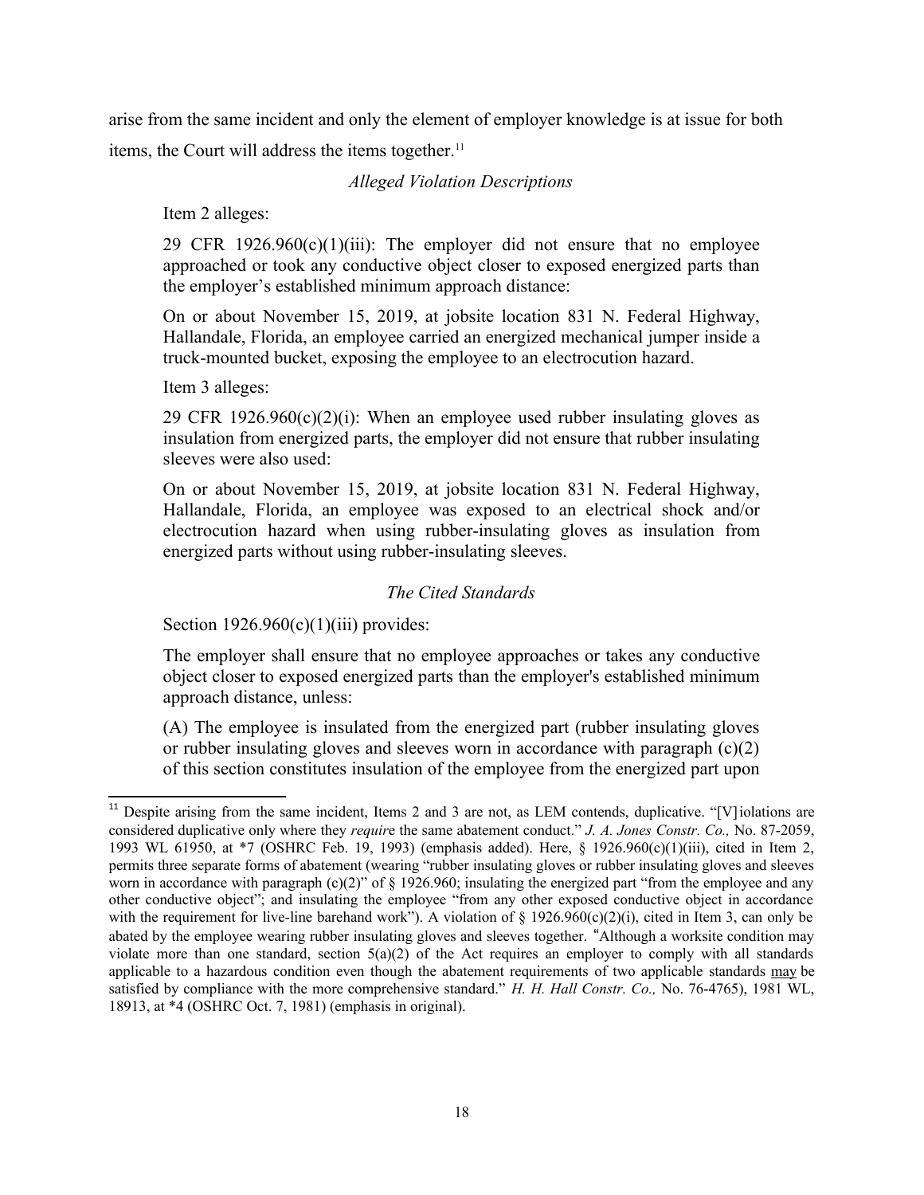arise from the same incident and only the element of employer knowledge is at issue for both items, the Court will address the items together.[11]

*Alleged Violation Descriptions*

Item 2 alleges:

> 29 CFR 1926.960(c)(1)(iii): The employer did not ensure that no employee approached or took any conductive object closer to exposed energized parts than the employer's established minimum approach distance:
>
> On or about November 15, 2019, at jobsite location 831 N. Federal Highway, Hallandale, Florida, an employee carried an energized mechanical jumper inside a truck-mounted bucket, exposing the employee to an electrocution hazard.

Item 3 alleges:

> 29 CFR 1926.960(c)(2)(i): When an employee used rubber insulating gloves as insulation from energized parts, the employer did not ensure that rubber insulating sleeves were also used:
>
> On or about November 15, 2019, at jobsite location 831 N. Federal Highway, Hallandale, Florida, an employee was exposed to an electrical shock and/or electrocution hazard when using rubber-insulating gloves as insulation from energized parts without using rubber-insulating sleeves.

*The Cited Standards*

Section 1926.960(c)(1)(iii) provides:

> The employer shall ensure that no employee approaches or takes any conductive object closer to exposed energized parts than the employer's established minimum approach distance, unless:
>
> (A) The employee is insulated from the energized part (rubber insulating gloves or rubber insulating gloves and sleeves worn in accordance with paragraph (c)(2) of this section constitutes insulation of the employee from the energized part upon

---

[11] Despite arising from the same incident, Items 2 and 3 are not, as LEM contends, duplicative. "[V]iolations are considered duplicative only where they *requir*e the same abatement conduct." *J. A. Jones Constr. Co.,* No. 87-2059, 1993 WL 61950, at *7 (OSHRC Feb. 19, 1993) (emphasis added). Here, § 1926.960(c)(1)(iii), cited in Item 2, permits three separate forms of abatement (wearing "rubber insulating gloves or rubber insulating gloves and sleeves worn in accordance with paragraph (c)(2)" of § 1926.960; insulating the energized part "from the employee and any other conductive object"; and insulating the employee "from any other exposed conductive object in accordance with the requirement for live-line barehand work"). A violation of § 1926.960(c)(2)(i), cited in Item 3, can only be abated by the employee wearing rubber insulating gloves and sleeves together. "Although a worksite condition may violate more than one standard, section 5(a)(2) of the Act requires an employer to comply with all standards applicable to a hazardous condition even though the abatement requirements of two applicable standards may be satisfied by compliance with the more comprehensive standard." *H. H. Hall Constr. Co.,* No. 76-4765), 1981 WL, 18913, at *4 (OSHRC Oct. 7, 1981) (emphasis in original).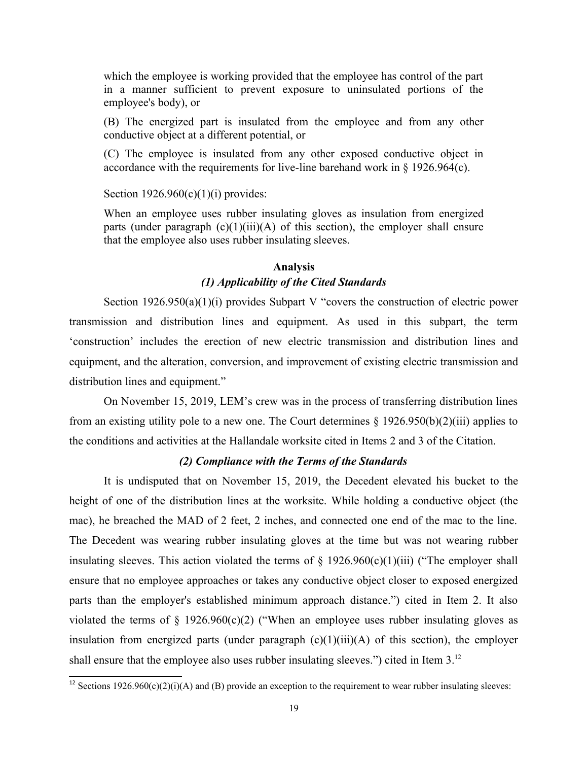> which the employee is working provided that the employee has control of the part in a manner sufficient to prevent exposure to uninsulated portions of the employee's body), or
>
> (B) The energized part is insulated from the employee and from any other conductive object at a different potential, or
>
> (C) The employee is insulated from any other exposed conductive object in accordance with the requirements for live-line barehand work in § 1926.964(c).

Section 1926.960(c)(1)(i) provides:

> When an employee uses rubber insulating gloves as insulation from energized parts (under paragraph (c)(1)(iii)(A) of this section), the employer shall ensure that the employee also uses rubber insulating sleeves.

## Analysis

### *(1) Applicability of the Cited Standards*

Section 1926.950(a)(1)(i) provides Subpart V "covers the construction of electric power transmission and distribution lines and equipment. As used in this subpart, the term 'construction' includes the erection of new electric transmission and distribution lines and equipment, and the alteration, conversion, and improvement of existing electric transmission and distribution lines and equipment."

On November 15, 2019, LEM's crew was in the process of transferring distribution lines from an existing utility pole to a new one. The Court determines § 1926.950(b)(2)(iii) applies to the conditions and activities at the Hallandale worksite cited in Items 2 and 3 of the Citation.

### *(2) Compliance with the Terms of the Standards*

It is undisputed that on November 15, 2019, the Decedent elevated his bucket to the height of one of the distribution lines at the worksite. While holding a conductive object (the mac), he breached the MAD of 2 feet, 2 inches, and connected one end of the mac to the line. The Decedent was wearing rubber insulating gloves at the time but was not wearing rubber insulating sleeves. This action violated the terms of § 1926.960(c)(1)(iii) ("The employer shall ensure that no employee approaches or takes any conductive object closer to exposed energized parts than the employer's established minimum approach distance.") cited in Item 2. It also violated the terms of § 1926.960(c)(2) ("When an employee uses rubber insulating gloves as insulation from energized parts (under paragraph (c)(1)(iii)(A) of this section), the employer shall ensure that the employee also uses rubber insulating sleeves.") cited in Item 3.[12]

---

[12] Sections 1926.960(c)(2)(i)(A) and (B) provide an exception to the requirement to wear rubber insulating sleeves: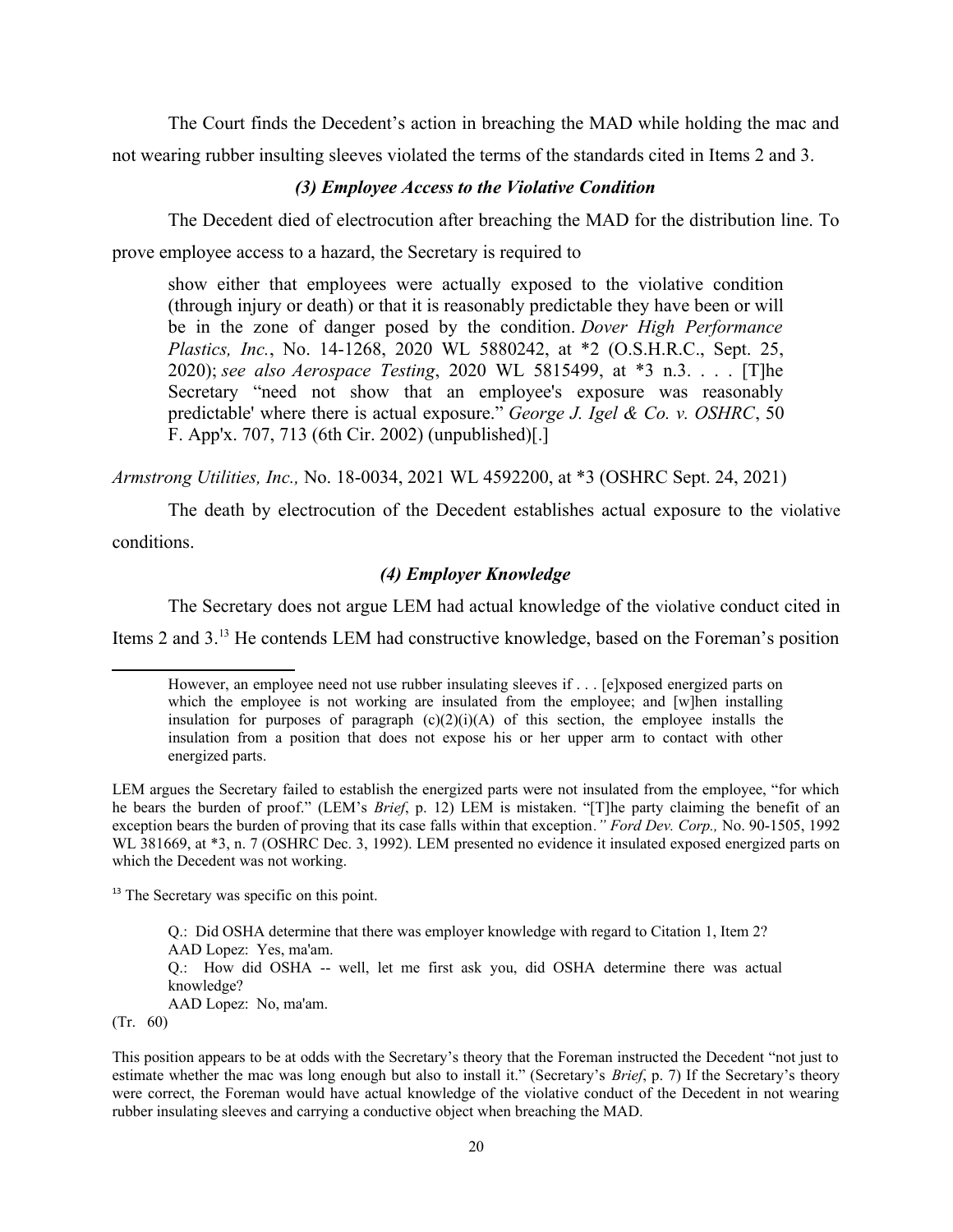The Court finds the Decedent's action in breaching the MAD while holding the mac and not wearing rubber insulting sleeves violated the terms of the standards cited in Items 2 and 3.

### *(3) Employee Access to the Violative Condition*

The Decedent died of electrocution after breaching the MAD for the distribution line. To prove employee access to a hazard, the Secretary is required to

> show either that employees were actually exposed to the violative condition (through injury or death) or that it is reasonably predictable they have been or will be in the zone of danger posed by the condition. *Dover High Performance Plastics, Inc.*, No. 14-1268, 2020 WL 5880242, at *2 (O.S.H.R.C., Sept. 25, 2020); *see also Aerospace Testing*, 2020 WL 5815499, at *3 n.3. . . . [T]he Secretary "need not show that an employee's exposure was reasonably predictable' where there is actual exposure." *George J. Igel & Co. v. OSHRC*, 50 F. App'x. 707, 713 (6th Cir. 2002) (unpublished)[.]

*Armstrong Utilities, Inc.,* No. 18-0034, 2021 WL 4592200, at *3 (OSHRC Sept. 24, 2021)

The death by electrocution of the Decedent establishes actual exposure to the violative conditions.

### *(4) Employer Knowledge*

The Secretary does not argue LEM had actual knowledge of the violative conduct cited in Items 2 and 3.[13] He contends LEM had constructive knowledge, based on the Foreman's position

---

> However, an employee need not use rubber insulating sleeves if . . . [e]xposed energized parts on which the employee is not working are insulated from the employee; and [w]hen installing insulation for purposes of paragraph (c)(2)(i)(A) of this section, the employee installs the insulation from a position that does not expose his or her upper arm to contact with other energized parts.

LEM argues the Secretary failed to establish the energized parts were not insulated from the employee, "for which he bears the burden of proof." (LEM's *Brief*, p. 12) LEM is mistaken. "[T]he party claiming the benefit of an exception bears the burden of proving that its case falls within that exception*." Ford Dev. Corp.,* No. 90-1505, 1992 WL 381669, at *3, n. 7 (OSHRC Dec. 3, 1992). LEM presented no evidence it insulated exposed energized parts on which the Decedent was not working.

[13] The Secretary was specific on this point.

> Q.: Did OSHA determine that there was employer knowledge with regard to Citation 1, Item 2?
> AAD Lopez: Yes, ma'am.
> Q.: How did OSHA -- well, let me first ask you, did OSHA determine there was actual knowledge?
> AAD Lopez: No, ma'am.

(Tr. 60)

This position appears to be at odds with the Secretary's theory that the Foreman instructed the Decedent "not just to estimate whether the mac was long enough but also to install it." (Secretary's *Brief*, p. 7) If the Secretary's theory were correct, the Foreman would have actual knowledge of the violative conduct of the Decedent in not wearing rubber insulating sleeves and carrying a conductive object when breaching the MAD.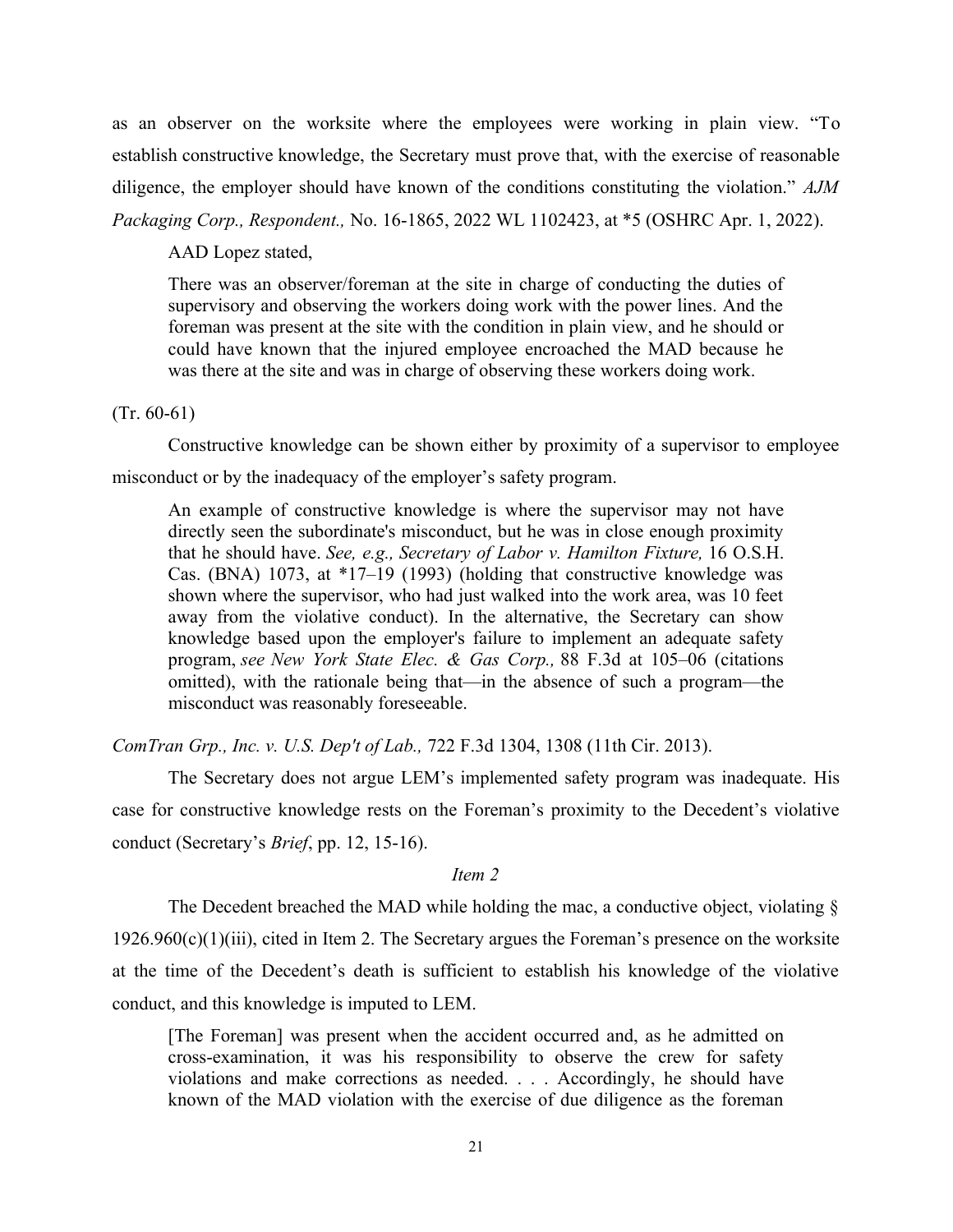as an observer on the worksite where the employees were working in plain view. "To establish constructive knowledge, the Secretary must prove that, with the exercise of reasonable diligence, the employer should have known of the conditions constituting the violation." *AJM Packaging Corp., Respondent.,* No. 16-1865, 2022 WL 1102423, at *5 (OSHRC Apr. 1, 2022).

AAD Lopez stated,

> There was an observer/foreman at the site in charge of conducting the duties of supervisory and observing the workers doing work with the power lines. And the foreman was present at the site with the condition in plain view, and he should or could have known that the injured employee encroached the MAD because he was there at the site and was in charge of observing these workers doing work.

(Tr. 60-61)

Constructive knowledge can be shown either by proximity of a supervisor to employee misconduct or by the inadequacy of the employer's safety program.

> An example of constructive knowledge is where the supervisor may not have directly seen the subordinate's misconduct, but he was in close enough proximity that he should have. *See, e.g., Secretary of Labor v. Hamilton Fixture,* 16 O.S.H. Cas. (BNA) 1073, at *17–19 (1993) (holding that constructive knowledge was shown where the supervisor, who had just walked into the work area, was 10 feet away from the violative conduct). In the alternative, the Secretary can show knowledge based upon the employer's failure to implement an adequate safety program, *see New York State Elec. & Gas Corp.,* 88 F.3d at 105–06 (citations omitted), with the rationale being that—in the absence of such a program—the misconduct was reasonably foreseeable.

*ComTran Grp., Inc. v. U.S. Dep't of Lab.,* 722 F.3d 1304, 1308 (11th Cir. 2013).

The Secretary does not argue LEM's implemented safety program was inadequate. His case for constructive knowledge rests on the Foreman's proximity to the Decedent's violative conduct (Secretary's *Brief*, pp. 12, 15-16).

*Item 2*

The Decedent breached the MAD while holding the mac, a conductive object, violating § 1926.960(c)(1)(iii), cited in Item 2. The Secretary argues the Foreman's presence on the worksite at the time of the Decedent's death is sufficient to establish his knowledge of the violative conduct, and this knowledge is imputed to LEM.

> [The Foreman] was present when the accident occurred and, as he admitted on cross-examination, it was his responsibility to observe the crew for safety violations and make corrections as needed. . . . Accordingly, he should have known of the MAD violation with the exercise of due diligence as the foreman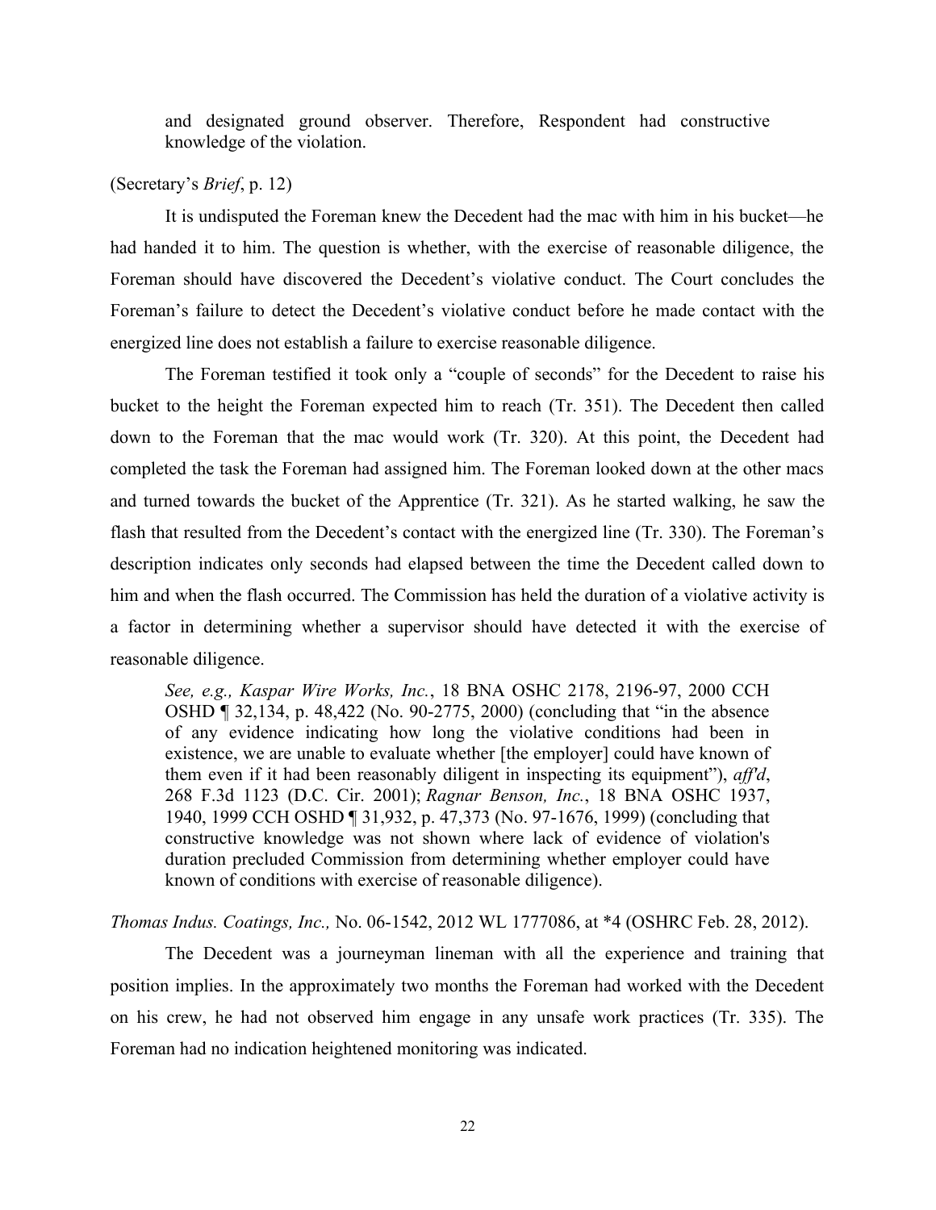> and designated ground observer. Therefore, Respondent had constructive knowledge of the violation.

(Secretary's *Brief*, p. 12)

It is undisputed the Foreman knew the Decedent had the mac with him in his bucket—he had handed it to him. The question is whether, with the exercise of reasonable diligence, the Foreman should have discovered the Decedent's violative conduct. The Court concludes the Foreman's failure to detect the Decedent's violative conduct before he made contact with the energized line does not establish a failure to exercise reasonable diligence.

The Foreman testified it took only a "couple of seconds" for the Decedent to raise his bucket to the height the Foreman expected him to reach (Tr. 351). The Decedent then called down to the Foreman that the mac would work (Tr. 320). At this point, the Decedent had completed the task the Foreman had assigned him. The Foreman looked down at the other macs and turned towards the bucket of the Apprentice (Tr. 321). As he started walking, he saw the flash that resulted from the Decedent's contact with the energized line (Tr. 330). The Foreman's description indicates only seconds had elapsed between the time the Decedent called down to him and when the flash occurred. The Commission has held the duration of a violative activity is a factor in determining whether a supervisor should have detected it with the exercise of reasonable diligence.

> *See, e.g., Kaspar Wire Works, Inc.*, 18 BNA OSHC 2178, 2196-97, 2000 CCH OSHD ¶ 32,134, p. 48,422 (No. 90-2775, 2000) (concluding that "in the absence of any evidence indicating how long the violative conditions had been in existence, we are unable to evaluate whether [the employer] could have known of them even if it had been reasonably diligent in inspecting its equipment"), *aff'd*, 268 F.3d 1123 (D.C. Cir. 2001); *Ragnar Benson, Inc.*, 18 BNA OSHC 1937, 1940, 1999 CCH OSHD ¶ 31,932, p. 47,373 (No. 97-1676, 1999) (concluding that constructive knowledge was not shown where lack of evidence of violation's duration precluded Commission from determining whether employer could have known of conditions with exercise of reasonable diligence).

*Thomas Indus. Coatings, Inc.,* No. 06-1542, 2012 WL 1777086, at *4 (OSHRC Feb. 28, 2012).

The Decedent was a journeyman lineman with all the experience and training that position implies. In the approximately two months the Foreman had worked with the Decedent on his crew, he had not observed him engage in any unsafe work practices (Tr. 335). The Foreman had no indication heightened monitoring was indicated.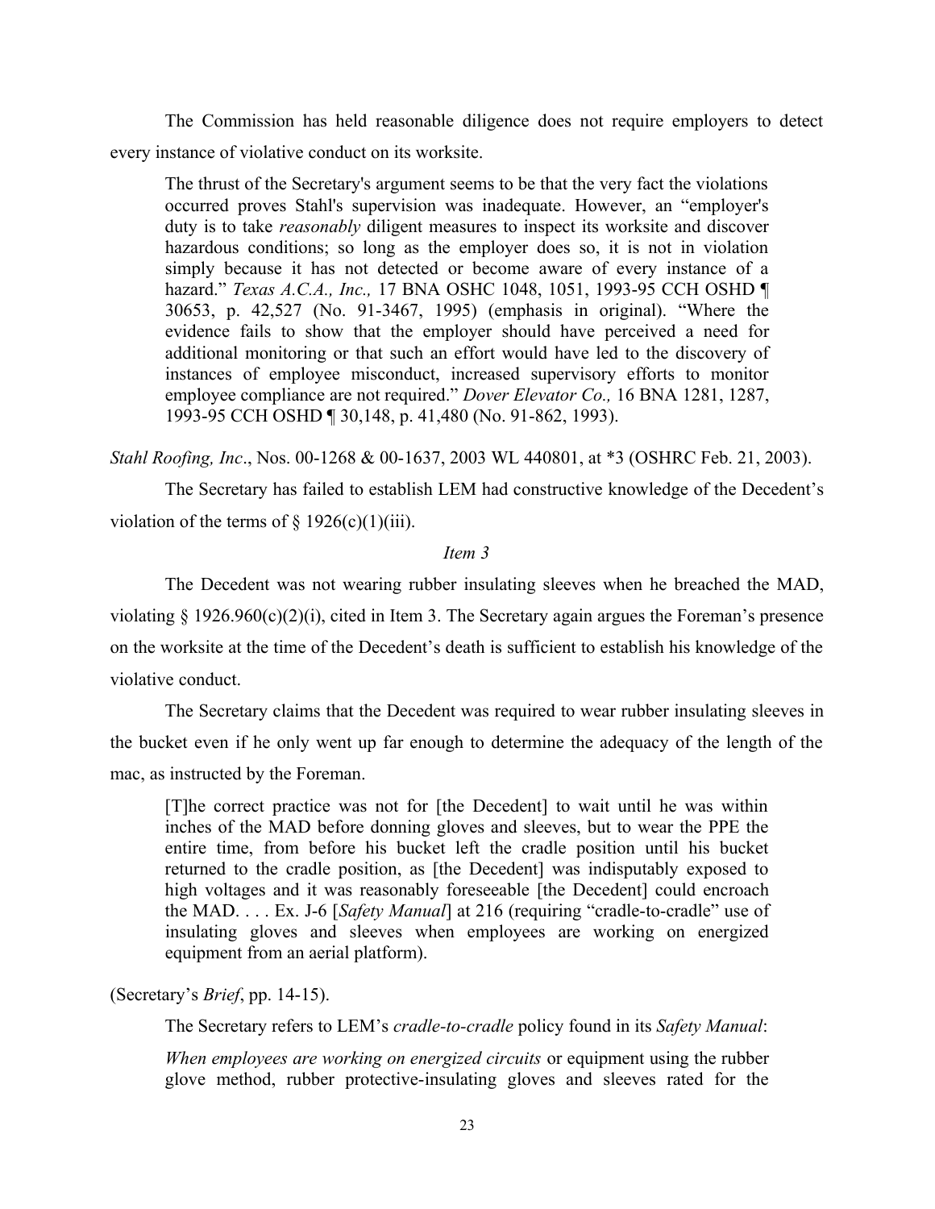The Commission has held reasonable diligence does not require employers to detect every instance of violative conduct on its worksite.

> The thrust of the Secretary's argument seems to be that the very fact the violations occurred proves Stahl's supervision was inadequate. However, an "employer's duty is to take *reasonably* diligent measures to inspect its worksite and discover hazardous conditions; so long as the employer does so, it is not in violation simply because it has not detected or become aware of every instance of a hazard." *Texas A.C.A., Inc.,* 17 BNA OSHC 1048, 1051, 1993-95 CCH OSHD ¶ 30653, p. 42,527 (No. 91-3467, 1995) (emphasis in original). "Where the evidence fails to show that the employer should have perceived a need for additional monitoring or that such an effort would have led to the discovery of instances of employee misconduct, increased supervisory efforts to monitor employee compliance are not required." *Dover Elevator Co.,* 16 BNA 1281, 1287, 1993-95 CCH OSHD ¶ 30,148, p. 41,480 (No. 91-862, 1993).

*Stahl Roofing, Inc*., Nos. 00-1268 & 00-1637, 2003 WL 440801, at *3 (OSHRC Feb. 21, 2003).

The Secretary has failed to establish LEM had constructive knowledge of the Decedent's violation of the terms of § 1926(c)(1)(iii).

*Item 3*

The Decedent was not wearing rubber insulating sleeves when he breached the MAD, violating § 1926.960(c)(2)(i), cited in Item 3. The Secretary again argues the Foreman's presence on the worksite at the time of the Decedent's death is sufficient to establish his knowledge of the violative conduct.

The Secretary claims that the Decedent was required to wear rubber insulating sleeves in the bucket even if he only went up far enough to determine the adequacy of the length of the mac, as instructed by the Foreman.

> [T]he correct practice was not for [the Decedent] to wait until he was within inches of the MAD before donning gloves and sleeves, but to wear the PPE the entire time, from before his bucket left the cradle position until his bucket returned to the cradle position, as [the Decedent] was indisputably exposed to high voltages and it was reasonably foreseeable [the Decedent] could encroach the MAD. . . . Ex. J-6 [*Safety Manual*] at 216 (requiring "cradle-to-cradle" use of insulating gloves and sleeves when employees are working on energized equipment from an aerial platform).

(Secretary's *Brief*, pp. 14-15).

The Secretary refers to LEM's *cradle-to-cradle* policy found in its *Safety Manual*:

> *When employees are working on energized circuits* or equipment using the rubber glove method, rubber protective-insulating gloves and sleeves rated for the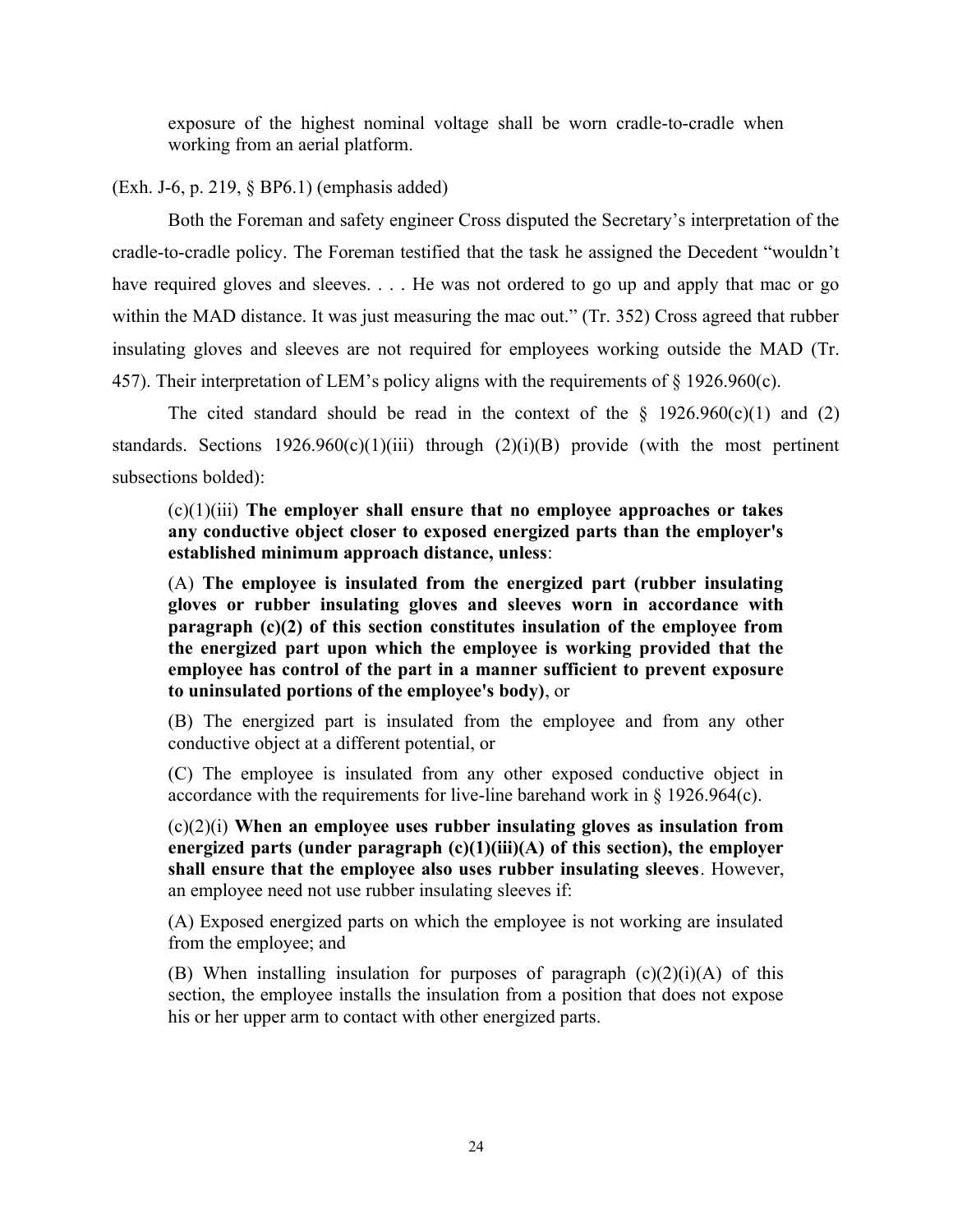> exposure of the highest nominal voltage shall be worn cradle-to-cradle when working from an aerial platform.

(Exh. J-6, p. 219, § BP6.1) (emphasis added)

Both the Foreman and safety engineer Cross disputed the Secretary's interpretation of the cradle-to-cradle policy. The Foreman testified that the task he assigned the Decedent "wouldn't have required gloves and sleeves. . . . He was not ordered to go up and apply that mac or go within the MAD distance. It was just measuring the mac out." (Tr. 352) Cross agreed that rubber insulating gloves and sleeves are not required for employees working outside the MAD (Tr. 457). Their interpretation of LEM's policy aligns with the requirements of § 1926.960(c).

The cited standard should be read in the context of the § 1926.960(c)(1) and (2) standards. Sections 1926.960(c)(1)(iii) through (2)(i)(B) provide (with the most pertinent subsections bolded):

> (c)(1)(iii) **The employer shall ensure that no employee approaches or takes any conductive object closer to exposed energized parts than the employer's established minimum approach distance, unless**:
>
> (A) **The employee is insulated from the energized part (rubber insulating gloves or rubber insulating gloves and sleeves worn in accordance with paragraph (c)(2) of this section constitutes insulation of the employee from the energized part upon which the employee is working provided that the employee has control of the part in a manner sufficient to prevent exposure to uninsulated portions of the employee's body)**, or
>
> (B) The energized part is insulated from the employee and from any other conductive object at a different potential, or
>
> (C) The employee is insulated from any other exposed conductive object in accordance with the requirements for live-line barehand work in § 1926.964(c).
>
> (c)(2)(i) **When an employee uses rubber insulating gloves as insulation from energized parts (under paragraph (c)(1)(iii)(A) of this section), the employer shall ensure that the employee also uses rubber insulating sleeves**. However, an employee need not use rubber insulating sleeves if:
>
> (A) Exposed energized parts on which the employee is not working are insulated from the employee; and
>
> (B) When installing insulation for purposes of paragraph (c)(2)(i)(A) of this section, the employee installs the insulation from a position that does not expose his or her upper arm to contact with other energized parts.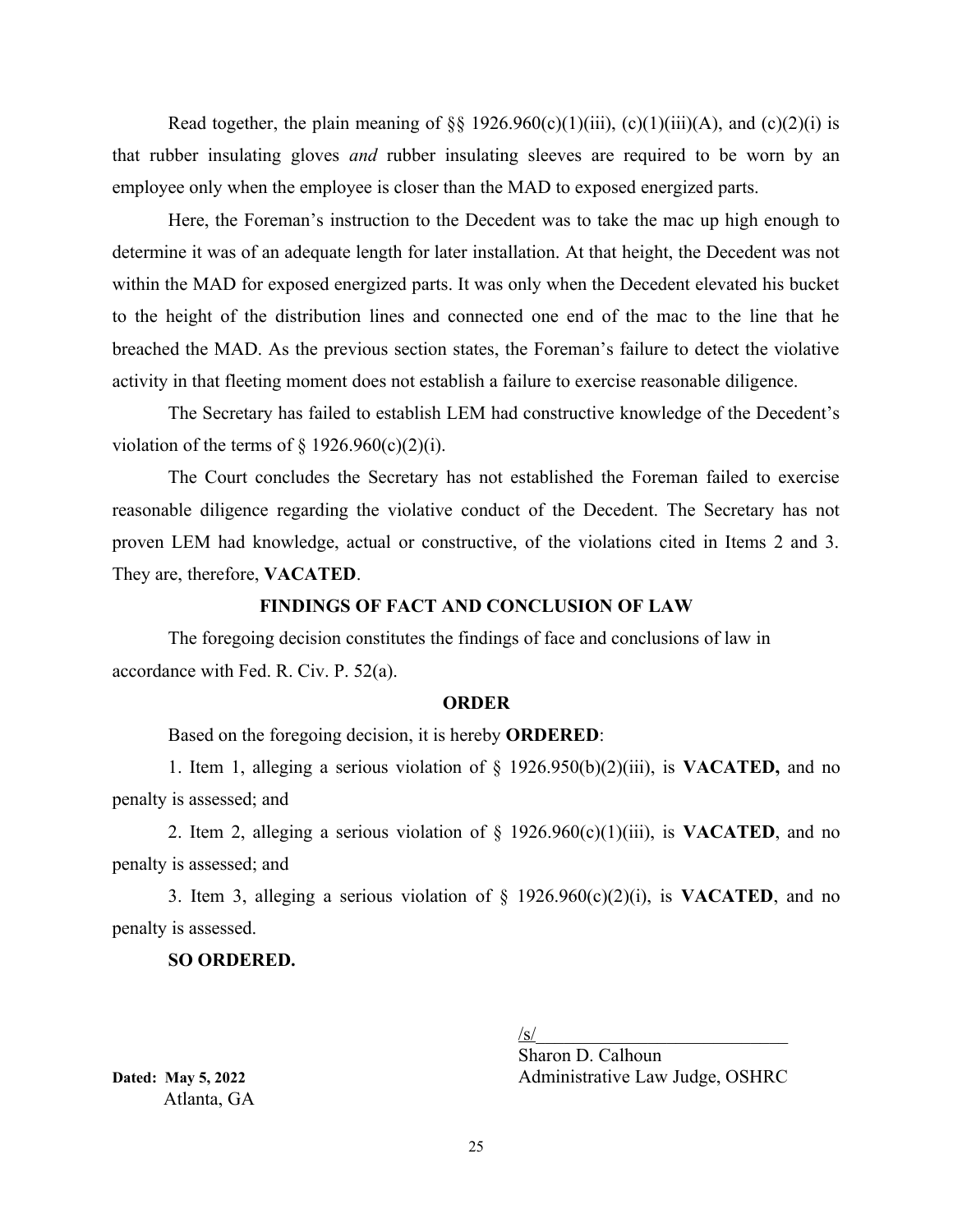Read together, the plain meaning of §§ 1926.960(c)(1)(iii), (c)(1)(iii)(A), and (c)(2)(i) is that rubber insulating gloves *and* rubber insulating sleeves are required to be worn by an employee only when the employee is closer than the MAD to exposed energized parts.

Here, the Foreman's instruction to the Decedent was to take the mac up high enough to determine it was of an adequate length for later installation. At that height, the Decedent was not within the MAD for exposed energized parts. It was only when the Decedent elevated his bucket to the height of the distribution lines and connected one end of the mac to the line that he breached the MAD. As the previous section states, the Foreman's failure to detect the violative activity in that fleeting moment does not establish a failure to exercise reasonable diligence.

The Secretary has failed to establish LEM had constructive knowledge of the Decedent's violation of the terms of § 1926.960(c)(2)(i).

The Court concludes the Secretary has not established the Foreman failed to exercise reasonable diligence regarding the violative conduct of the Decedent. The Secretary has not proven LEM had knowledge, actual or constructive, of the violations cited in Items 2 and 3. They are, therefore, **VACATED**.

**FINDINGS OF FACT AND CONCLUSION OF LAW**

The foregoing decision constitutes the findings of face and conclusions of law in accordance with Fed. R. Civ. P. 52(a).

**ORDER**

Based on the foregoing decision, it is hereby **ORDERED**:

1. Item 1, alleging a serious violation of § 1926.950(b)(2)(iii), is **VACATED,** and no penalty is assessed; and

2. Item 2, alleging a serious violation of § 1926.960(c)(1)(iii), is **VACATED**, and no penalty is assessed; and

3. Item 3, alleging a serious violation of § 1926.960(c)(2)(i), is **VACATED**, and no penalty is assessed.

**SO ORDERED.**

/s/
Sharon D. Calhoun
Administrative Law Judge, OSHRC

**Dated: May 5, 2022**
Atlanta, GA